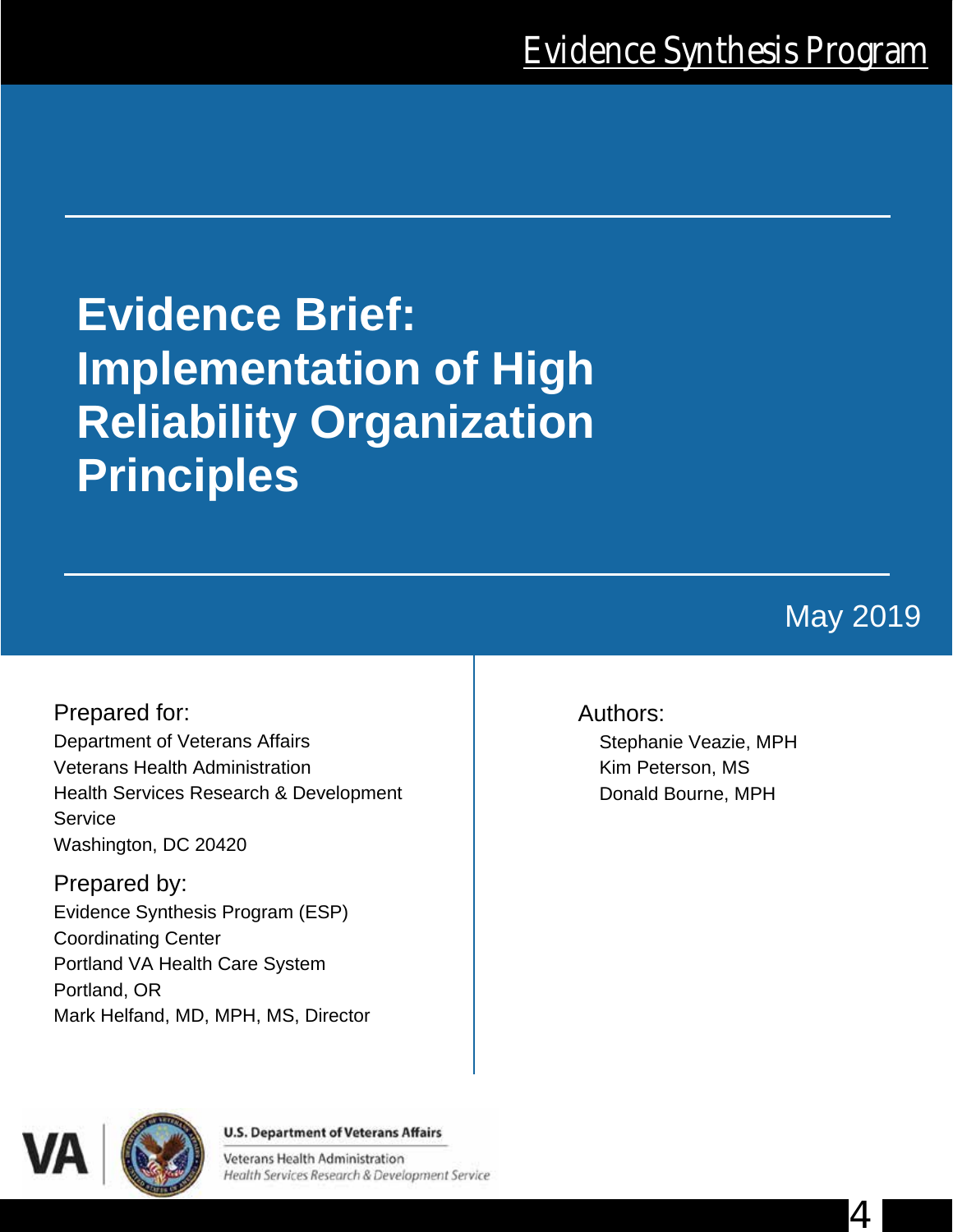Evidence Synthesis Program

# Evidence Brief: Implementation of High Reliability Organization Principles

May 2019

Prepared for:
Department of Veterans Affairs
Veterans Health Administration
Health Services Research & Development Service
Washington, DC 20420

Prepared by:
Evidence Synthesis Program (ESP)
Coordinating Center
Portland VA Health Care System
Portland, OR
Mark Helfand, MD, MPH, MS, Director

Authors:
Stephanie Veazie, MPH
Kim Peterson, MS
Donald Bourne, MPH

U.S. Department of Veterans Affairs
Veterans Health Administration
*Health Services Research & Development Service*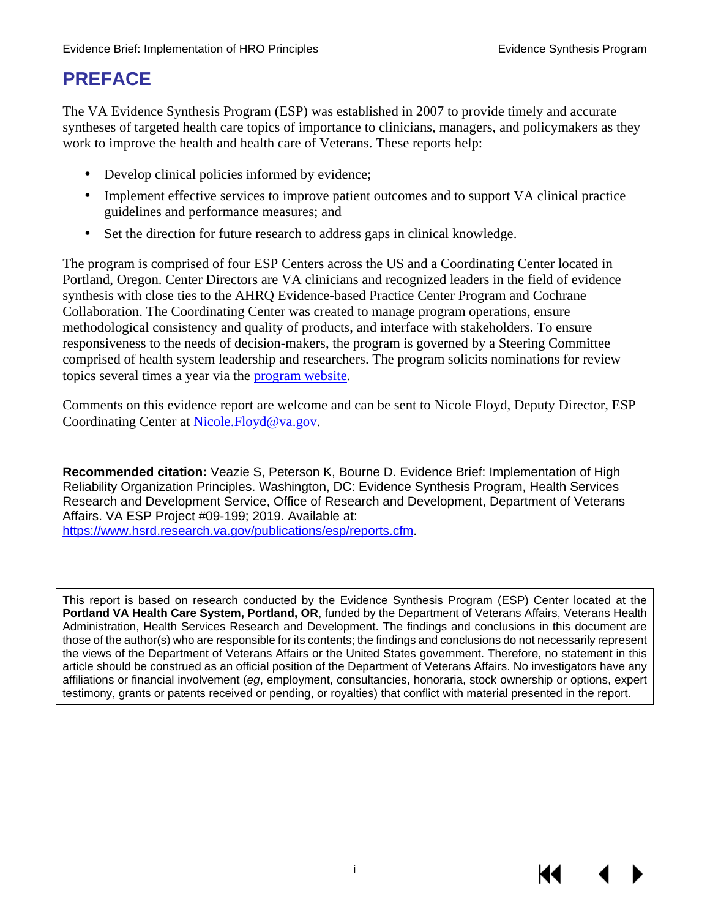# PREFACE

The VA Evidence Synthesis Program (ESP) was established in 2007 to provide timely and accurate syntheses of targeted health care topics of importance to clinicians, managers, and policymakers as they work to improve the health and health care of Veterans. These reports help:

- Develop clinical policies informed by evidence;
- Implement effective services to improve patient outcomes and to support VA clinical practice guidelines and performance measures; and
- Set the direction for future research to address gaps in clinical knowledge.

The program is comprised of four ESP Centers across the US and a Coordinating Center located in Portland, Oregon. Center Directors are VA clinicians and recognized leaders in the field of evidence synthesis with close ties to the AHRQ Evidence-based Practice Center Program and Cochrane Collaboration. The Coordinating Center was created to manage program operations, ensure methodological consistency and quality of products, and interface with stakeholders. To ensure responsiveness to the needs of decision-makers, the program is governed by a Steering Committee comprised of health system leadership and researchers. The program solicits nominations for review topics several times a year via the [program website](https://www.hsrd.research.va.gov/publications/esp/).

Comments on this evidence report are welcome and can be sent to Nicole Floyd, Deputy Director, ESP Coordinating Center at [Nicole.Floyd@va.gov](mailto:Nicole.Floyd@va.gov).

**Recommended citation:** Veazie S, Peterson K, Bourne D. Evidence Brief: Implementation of High Reliability Organization Principles. Washington, DC: Evidence Synthesis Program, Health Services Research and Development Service, Office of Research and Development, Department of Veterans Affairs. VA ESP Project #09-199; 2019. Available at: [https://www.hsrd.research.va.gov/publications/esp/reports.cfm](https://www.hsrd.research.va.gov/publications/esp/reports.cfm).

This report is based on research conducted by the Evidence Synthesis Program (ESP) Center located at the **Portland VA Health Care System, Portland, OR**, funded by the Department of Veterans Affairs, Veterans Health Administration, Health Services Research and Development. The findings and conclusions in this document are those of the author(s) who are responsible for its contents; the findings and conclusions do not necessarily represent the views of the Department of Veterans Affairs or the United States government. Therefore, no statement in this article should be construed as an official position of the Department of Veterans Affairs. No investigators have any affiliations or financial involvement (*eg*, employment, consultancies, honoraria, stock ownership or options, expert testimony, grants or patents received or pending, or royalties) that conflict with material presented in the report.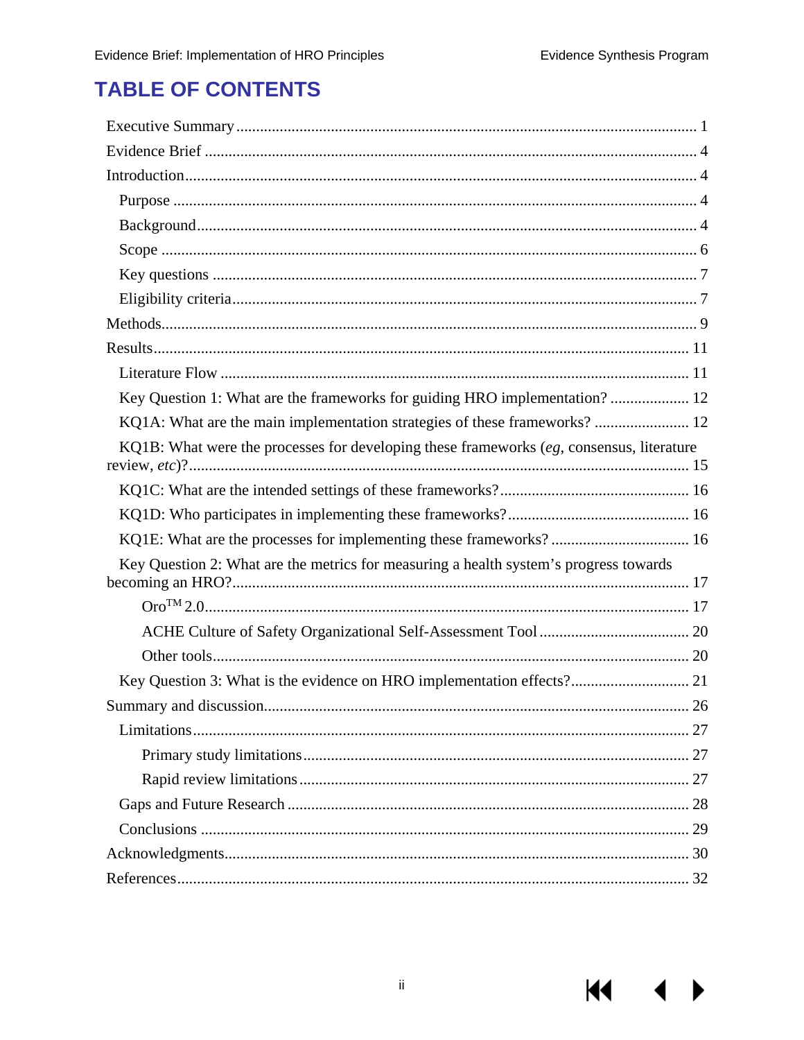# TABLE OF CONTENTS

Executive Summary ... 1

Evidence Brief ... 4

Introduction ... 4

- Purpose ... 4
- Background ... 4
- Scope ... 6
- Key questions ... 7
- Eligibility criteria ... 7

Methods ... 9

Results ... 11

- Literature Flow ... 11
- Key Question 1: What are the frameworks for guiding HRO implementation? ... 12
- KQ1A: What are the main implementation strategies of these frameworks? ... 12
- KQ1B: What were the processes for developing these frameworks (*eg*, consensus, literature review, *etc*)? ... 15
- KQ1C: What are the intended settings of these frameworks? ... 16
- KQ1D: Who participates in implementing these frameworks? ... 16
- KQ1E: What are the processes for implementing these frameworks? ... 16
- Key Question 2: What are the metrics for measuring a health system's progress towards becoming an HRO? ... 17
  - Oro™ 2.0 ... 17
  - ACHE Culture of Safety Organizational Self-Assessment Tool ... 20
  - Other tools ... 20
- Key Question 3: What is the evidence on HRO implementation effects? ... 21

Summary and discussion ... 26

- Limitations ... 27
  - Primary study limitations ... 27
  - Rapid review limitations ... 27
- Gaps and Future Research ... 28
- Conclusions ... 29

Acknowledgments ... 30

References ... 32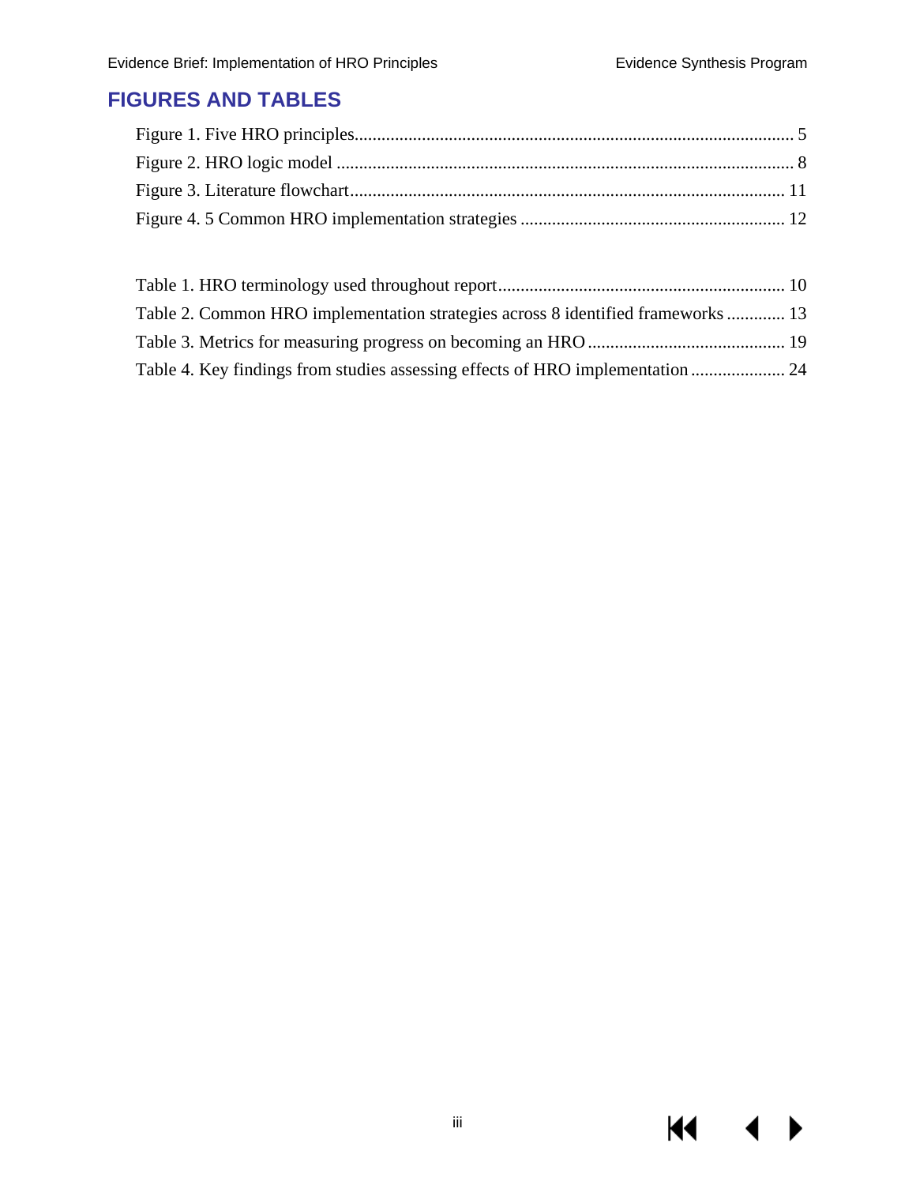## FIGURES AND TABLES

Figure 1. Five HRO principles ........................................................................................... 5
Figure 2. HRO logic model ............................................................................................... 8
Figure 3. Literature flowchart .......................................................................................... 11
Figure 4. 5 Common HRO implementation strategies .................................................... 12

Table 1. HRO terminology used throughout report .......................................................... 10
Table 2. Common HRO implementation strategies across 8 identified frameworks ............ 13
Table 3. Metrics for measuring progress on becoming an HRO ........................................ 19
Table 4. Key findings from studies assessing effects of HRO implementation .................... 24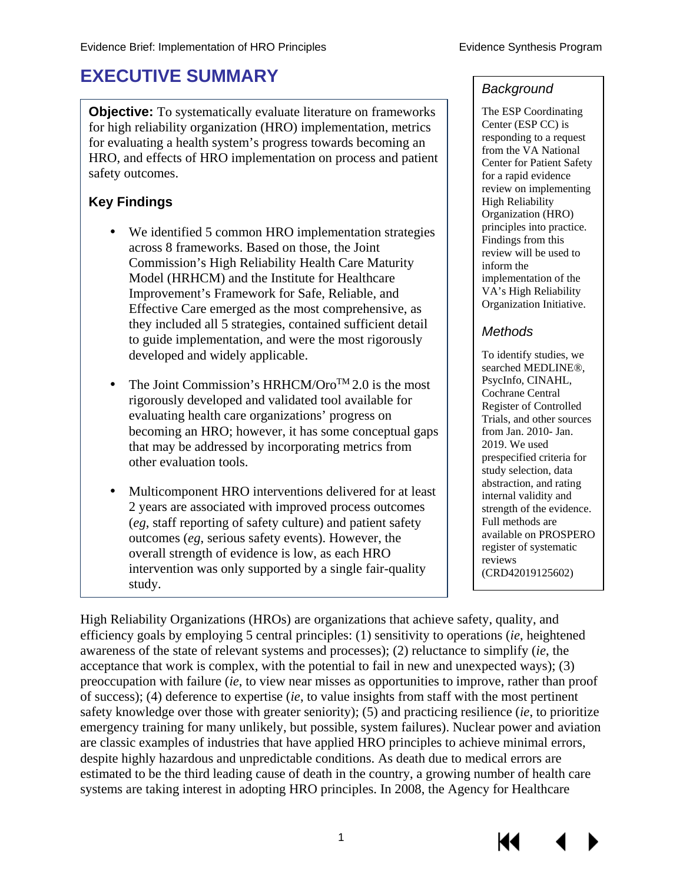# EXECUTIVE SUMMARY

**Objective:** To systematically evaluate literature on frameworks for high reliability organization (HRO) implementation, metrics for evaluating a health system's progress towards becoming an HRO, and effects of HRO implementation on process and patient safety outcomes.

### Key Findings

- We identified 5 common HRO implementation strategies across 8 frameworks. Based on those, the Joint Commission's High Reliability Health Care Maturity Model (HRHCM) and the Institute for Healthcare Improvement's Framework for Safe, Reliable, and Effective Care emerged as the most comprehensive, as they included all 5 strategies, contained sufficient detail to guide implementation, and were the most rigorously developed and widely applicable.
- The Joint Commission's HRHCM/Oro™ 2.0 is the most rigorously developed and validated tool available for evaluating health care organizations' progress on becoming an HRO; however, it has some conceptual gaps that may be addressed by incorporating metrics from other evaluation tools.
- Multicomponent HRO interventions delivered for at least 2 years are associated with improved process outcomes (*eg*, staff reporting of safety culture) and patient safety outcomes (*eg*, serious safety events). However, the overall strength of evidence is low, as each HRO intervention was only supported by a single fair-quality study.

### *Background*

The ESP Coordinating Center (ESP CC) is responding to a request from the VA National Center for Patient Safety for a rapid evidence review on implementing High Reliability Organization (HRO) principles into practice. Findings from this review will be used to inform the implementation of the VA's High Reliability Organization Initiative.

### *Methods*

To identify studies, we searched MEDLINE®, PsycInfo, CINAHL, Cochrane Central Register of Controlled Trials, and other sources from Jan. 2010- Jan. 2019. We used prespecified criteria for study selection, data abstraction, and rating internal validity and strength of the evidence. Full methods are available on PROSPERO register of systematic reviews (CRD42019125602)

High Reliability Organizations (HROs) are organizations that achieve safety, quality, and efficiency goals by employing 5 central principles: (1) sensitivity to operations (*ie*, heightened awareness of the state of relevant systems and processes); (2) reluctance to simplify (*ie*, the acceptance that work is complex, with the potential to fail in new and unexpected ways); (3) preoccupation with failure (*ie*, to view near misses as opportunities to improve, rather than proof of success); (4) deference to expertise (*ie*, to value insights from staff with the most pertinent safety knowledge over those with greater seniority); (5) and practicing resilience (*ie*, to prioritize emergency training for many unlikely, but possible, system failures). Nuclear power and aviation are classic examples of industries that have applied HRO principles to achieve minimal errors, despite highly hazardous and unpredictable conditions. As death due to medical errors are estimated to be the third leading cause of death in the country, a growing number of health care systems are taking interest in adopting HRO principles. In 2008, the Agency for Healthcare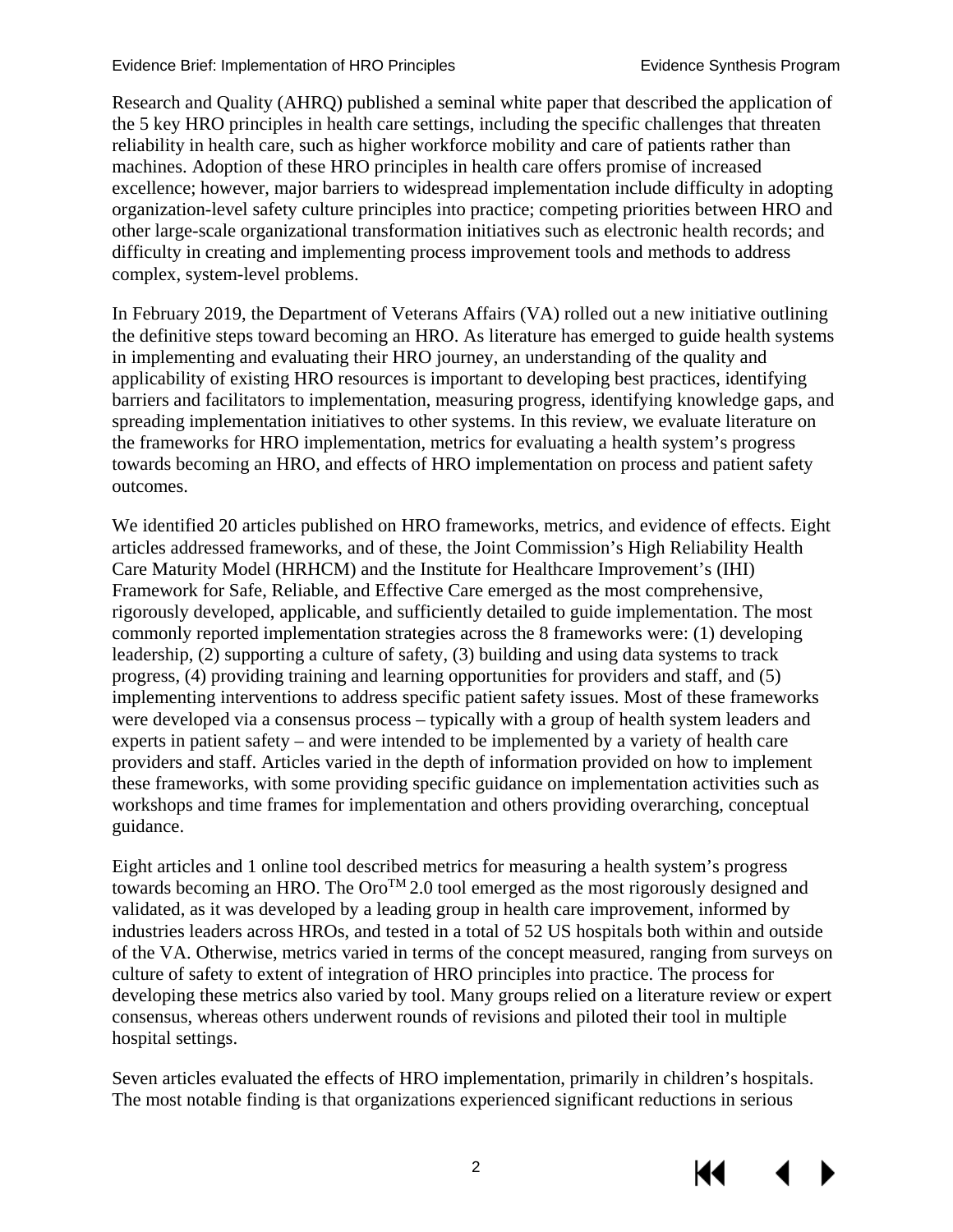Research and Quality (AHRQ) published a seminal white paper that described the application of the 5 key HRO principles in health care settings, including the specific challenges that threaten reliability in health care, such as higher workforce mobility and care of patients rather than machines. Adoption of these HRO principles in health care offers promise of increased excellence; however, major barriers to widespread implementation include difficulty in adopting organization-level safety culture principles into practice; competing priorities between HRO and other large-scale organizational transformation initiatives such as electronic health records; and difficulty in creating and implementing process improvement tools and methods to address complex, system-level problems.

In February 2019, the Department of Veterans Affairs (VA) rolled out a new initiative outlining the definitive steps toward becoming an HRO. As literature has emerged to guide health systems in implementing and evaluating their HRO journey, an understanding of the quality and applicability of existing HRO resources is important to developing best practices, identifying barriers and facilitators to implementation, measuring progress, identifying knowledge gaps, and spreading implementation initiatives to other systems. In this review, we evaluate literature on the frameworks for HRO implementation, metrics for evaluating a health system's progress towards becoming an HRO, and effects of HRO implementation on process and patient safety outcomes.

We identified 20 articles published on HRO frameworks, metrics, and evidence of effects. Eight articles addressed frameworks, and of these, the Joint Commission's High Reliability Health Care Maturity Model (HRHCM) and the Institute for Healthcare Improvement's (IHI) Framework for Safe, Reliable, and Effective Care emerged as the most comprehensive, rigorously developed, applicable, and sufficiently detailed to guide implementation. The most commonly reported implementation strategies across the 8 frameworks were: (1) developing leadership, (2) supporting a culture of safety, (3) building and using data systems to track progress, (4) providing training and learning opportunities for providers and staff, and (5) implementing interventions to address specific patient safety issues. Most of these frameworks were developed via a consensus process – typically with a group of health system leaders and experts in patient safety – and were intended to be implemented by a variety of health care providers and staff. Articles varied in the depth of information provided on how to implement these frameworks, with some providing specific guidance on implementation activities such as workshops and time frames for implementation and others providing overarching, conceptual guidance.

Eight articles and 1 online tool described metrics for measuring a health system's progress towards becoming an HRO. The Oro™ 2.0 tool emerged as the most rigorously designed and validated, as it was developed by a leading group in health care improvement, informed by industries leaders across HROs, and tested in a total of 52 US hospitals both within and outside of the VA. Otherwise, metrics varied in terms of the concept measured, ranging from surveys on culture of safety to extent of integration of HRO principles into practice. The process for developing these metrics also varied by tool. Many groups relied on a literature review or expert consensus, whereas others underwent rounds of revisions and piloted their tool in multiple hospital settings.

Seven articles evaluated the effects of HRO implementation, primarily in children's hospitals. The most notable finding is that organizations experienced significant reductions in serious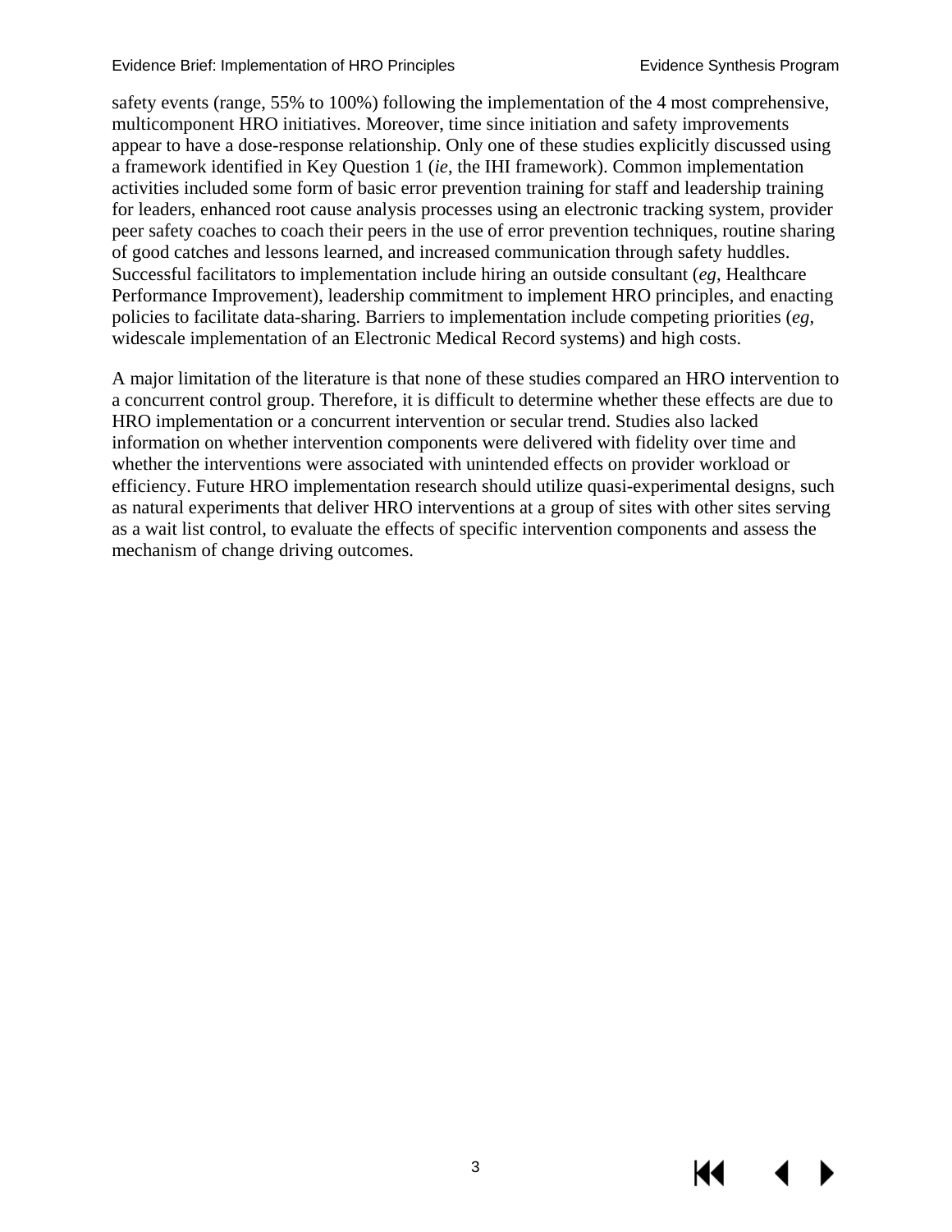safety events (range, 55% to 100%) following the implementation of the 4 most comprehensive, multicomponent HRO initiatives. Moreover, time since initiation and safety improvements appear to have a dose-response relationship. Only one of these studies explicitly discussed using a framework identified in Key Question 1 (*ie*, the IHI framework). Common implementation activities included some form of basic error prevention training for staff and leadership training for leaders, enhanced root cause analysis processes using an electronic tracking system, provider peer safety coaches to coach their peers in the use of error prevention techniques, routine sharing of good catches and lessons learned, and increased communication through safety huddles. Successful facilitators to implementation include hiring an outside consultant (*eg*, Healthcare Performance Improvement), leadership commitment to implement HRO principles, and enacting policies to facilitate data-sharing. Barriers to implementation include competing priorities (*eg*, widescale implementation of an Electronic Medical Record systems) and high costs.

A major limitation of the literature is that none of these studies compared an HRO intervention to a concurrent control group. Therefore, it is difficult to determine whether these effects are due to HRO implementation or a concurrent intervention or secular trend. Studies also lacked information on whether intervention components were delivered with fidelity over time and whether the interventions were associated with unintended effects on provider workload or efficiency. Future HRO implementation research should utilize quasi-experimental designs, such as natural experiments that deliver HRO interventions at a group of sites with other sites serving as a wait list control, to evaluate the effects of specific intervention components and assess the mechanism of change driving outcomes.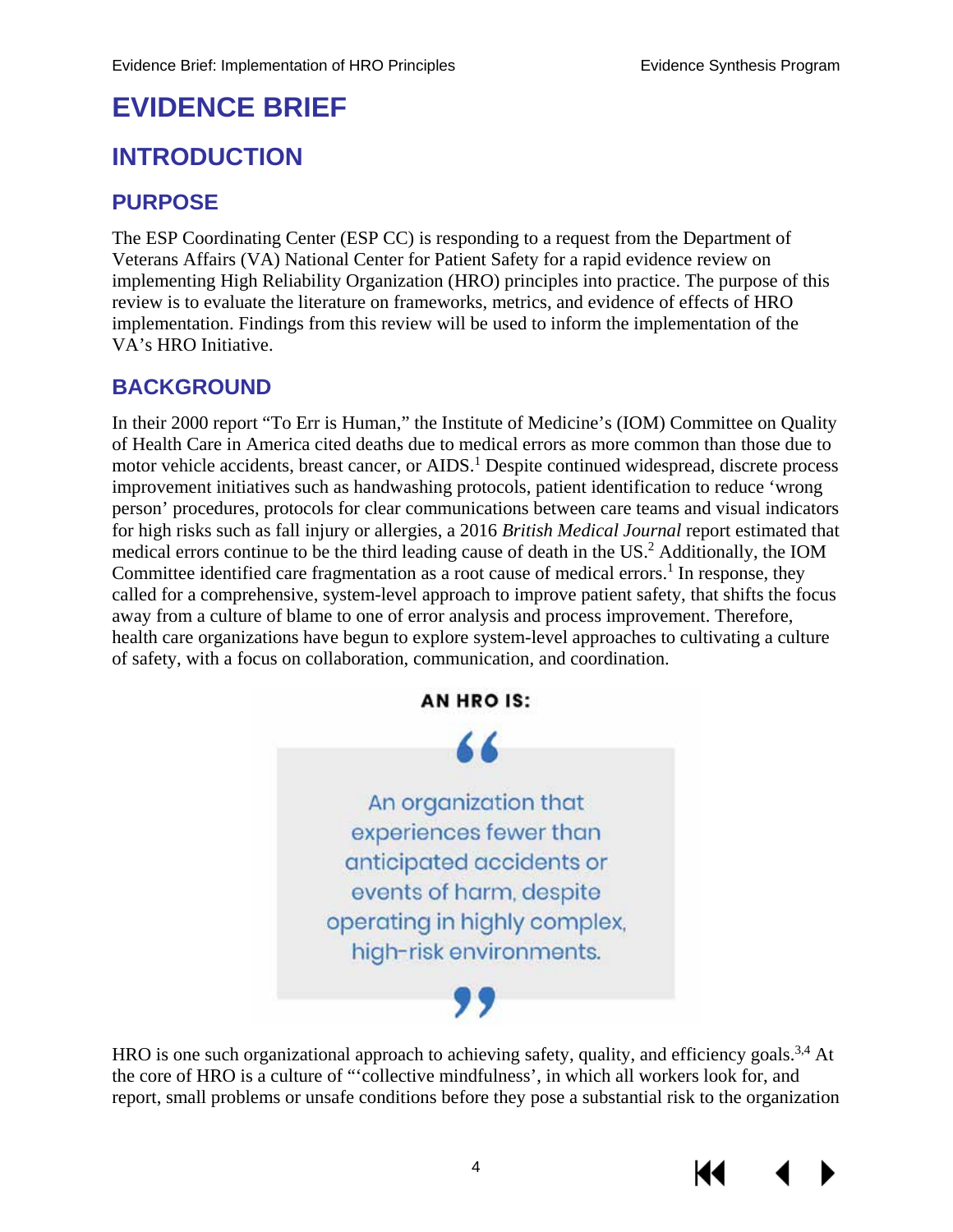# EVIDENCE BRIEF

## INTRODUCTION

### PURPOSE

The ESP Coordinating Center (ESP CC) is responding to a request from the Department of Veterans Affairs (VA) National Center for Patient Safety for a rapid evidence review on implementing High Reliability Organization (HRO) principles into practice. The purpose of this review is to evaluate the literature on frameworks, metrics, and evidence of effects of HRO implementation. Findings from this review will be used to inform the implementation of the VA's HRO Initiative.

### BACKGROUND

In their 2000 report "To Err is Human," the Institute of Medicine's (IOM) Committee on Quality of Health Care in America cited deaths due to medical errors as more common than those due to motor vehicle accidents, breast cancer, or AIDS.[1] Despite continued widespread, discrete process improvement initiatives such as handwashing protocols, patient identification to reduce 'wrong person' procedures, protocols for clear communications between care teams and visual indicators for high risks such as fall injury or allergies, a 2016 *British Medical Journal* report estimated that medical errors continue to be the third leading cause of death in the US.[2] Additionally, the IOM Committee identified care fragmentation as a root cause of medical errors.[1] In response, they called for a comprehensive, system-level approach to improve patient safety, that shifts the focus away from a culture of blame to one of error analysis and process improvement. Therefore, health care organizations have begun to explore system-level approaches to cultivating a culture of safety, with a focus on collaboration, communication, and coordination.

**AN HRO IS:**

> "An organization that experiences fewer than anticipated accidents or events of harm, despite operating in highly complex, high-risk environments."

HRO is one such organizational approach to achieving safety, quality, and efficiency goals.[3,4] At the core of HRO is a culture of "'collective mindfulness', in which all workers look for, and report, small problems or unsafe conditions before they pose a substantial risk to the organization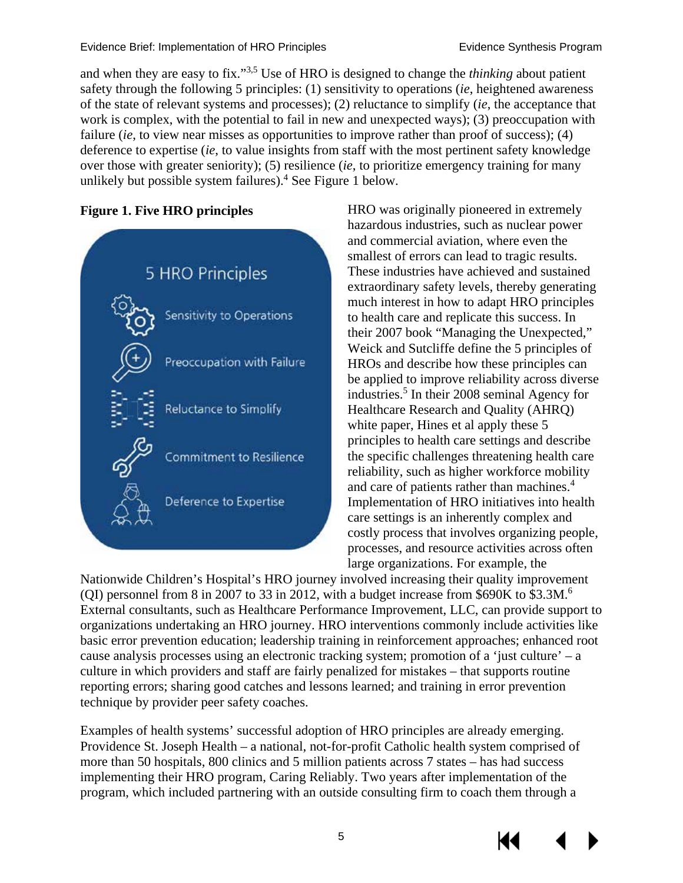and when they are easy to fix."[3,5] Use of HRO is designed to change the *thinking* about patient safety through the following 5 principles: (1) sensitivity to operations (*ie*, heightened awareness of the state of relevant systems and processes); (2) reluctance to simplify (*ie*, the acceptance that work is complex, with the potential to fail in new and unexpected ways); (3) preoccupation with failure (*ie*, to view near misses as opportunities to improve rather than proof of success); (4) deference to expertise (*ie*, to value insights from staff with the most pertinent safety knowledge over those with greater seniority); (5) resilience (*ie*, to prioritize emergency training for many unlikely but possible system failures).[4] See Figure 1 below.

**Figure 1. Five HRO principles**

5 HRO Principles

- Sensitivity to Operations
- Preoccupation with Failure
- Reluctance to Simplify
- Commitment to Resilience
- Deference to Expertise

HRO was originally pioneered in extremely hazardous industries, such as nuclear power and commercial aviation, where even the smallest of errors can lead to tragic results. These industries have achieved and sustained extraordinary safety levels, thereby generating much interest in how to adapt HRO principles to health care and replicate this success. In their 2007 book "Managing the Unexpected," Weick and Sutcliffe define the 5 principles of HROs and describe how these principles can be applied to improve reliability across diverse industries.[5] In their 2008 seminal Agency for Healthcare Research and Quality (AHRQ) white paper, Hines et al apply these 5 principles to health care settings and describe the specific challenges threatening health care reliability, such as higher workforce mobility and care of patients rather than machines.[4] Implementation of HRO initiatives into health care settings is an inherently complex and costly process that involves organizing people, processes, and resource activities across often large organizations. For example, the Nationwide Children's Hospital's HRO journey involved increasing their quality improvement (QI) personnel from 8 in 2007 to 33 in 2012, with a budget increase from \$690K to \$3.3M.[6] External consultants, such as Healthcare Performance Improvement, LLC, can provide support to organizations undertaking an HRO journey. HRO interventions commonly include activities like basic error prevention education; leadership training in reinforcement approaches; enhanced root cause analysis processes using an electronic tracking system; promotion of a 'just culture' – a culture in which providers and staff are fairly penalized for mistakes – that supports routine reporting errors; sharing good catches and lessons learned; and training in error prevention technique by provider peer safety coaches.

Examples of health systems' successful adoption of HRO principles are already emerging. Providence St. Joseph Health – a national, not-for-profit Catholic health system comprised of more than 50 hospitals, 800 clinics and 5 million patients across 7 states – has had success implementing their HRO program, Caring Reliably. Two years after implementation of the program, which included partnering with an outside consulting firm to coach them through a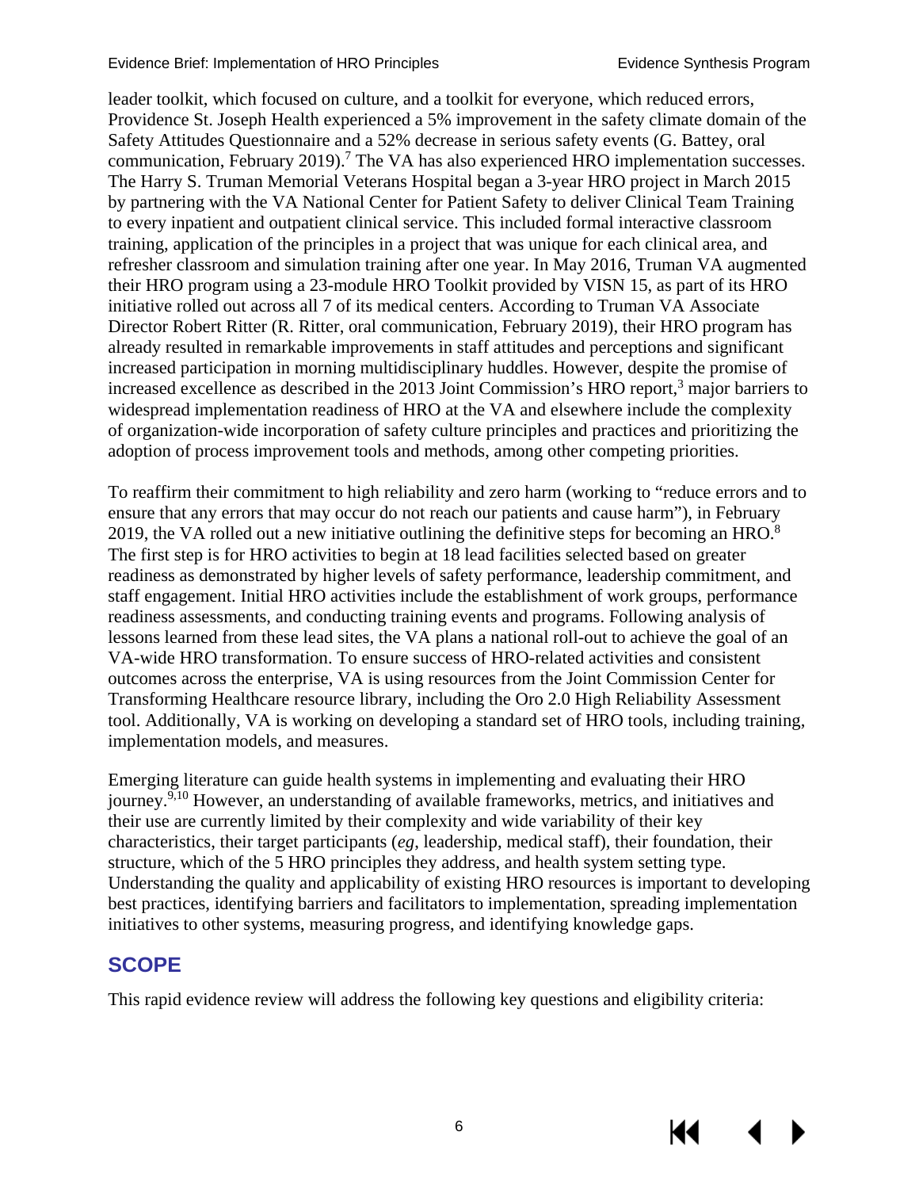leader toolkit, which focused on culture, and a toolkit for everyone, which reduced errors, Providence St. Joseph Health experienced a 5% improvement in the safety climate domain of the Safety Attitudes Questionnaire and a 52% decrease in serious safety events (G. Battey, oral communication, February 2019).[7] The VA has also experienced HRO implementation successes. The Harry S. Truman Memorial Veterans Hospital began a 3-year HRO project in March 2015 by partnering with the VA National Center for Patient Safety to deliver Clinical Team Training to every inpatient and outpatient clinical service. This included formal interactive classroom training, application of the principles in a project that was unique for each clinical area, and refresher classroom and simulation training after one year. In May 2016, Truman VA augmented their HRO program using a 23-module HRO Toolkit provided by VISN 15, as part of its HRO initiative rolled out across all 7 of its medical centers. According to Truman VA Associate Director Robert Ritter (R. Ritter, oral communication, February 2019), their HRO program has already resulted in remarkable improvements in staff attitudes and perceptions and significant increased participation in morning multidisciplinary huddles. However, despite the promise of increased excellence as described in the 2013 Joint Commission's HRO report,[3] major barriers to widespread implementation readiness of HRO at the VA and elsewhere include the complexity of organization-wide incorporation of safety culture principles and practices and prioritizing the adoption of process improvement tools and methods, among other competing priorities.

To reaffirm their commitment to high reliability and zero harm (working to "reduce errors and to ensure that any errors that may occur do not reach our patients and cause harm"), in February 2019, the VA rolled out a new initiative outlining the definitive steps for becoming an HRO.[8] The first step is for HRO activities to begin at 18 lead facilities selected based on greater readiness as demonstrated by higher levels of safety performance, leadership commitment, and staff engagement. Initial HRO activities include the establishment of work groups, performance readiness assessments, and conducting training events and programs. Following analysis of lessons learned from these lead sites, the VA plans a national roll-out to achieve the goal of an VA-wide HRO transformation. To ensure success of HRO-related activities and consistent outcomes across the enterprise, VA is using resources from the Joint Commission Center for Transforming Healthcare resource library, including the Oro 2.0 High Reliability Assessment tool. Additionally, VA is working on developing a standard set of HRO tools, including training, implementation models, and measures.

Emerging literature can guide health systems in implementing and evaluating their HRO journey.[9,10] However, an understanding of available frameworks, metrics, and initiatives and their use are currently limited by their complexity and wide variability of their key characteristics, their target participants (*eg*, leadership, medical staff), their foundation, their structure, which of the 5 HRO principles they address, and health system setting type. Understanding the quality and applicability of existing HRO resources is important to developing best practices, identifying barriers and facilitators to implementation, spreading implementation initiatives to other systems, measuring progress, and identifying knowledge gaps.

## SCOPE

This rapid evidence review will address the following key questions and eligibility criteria: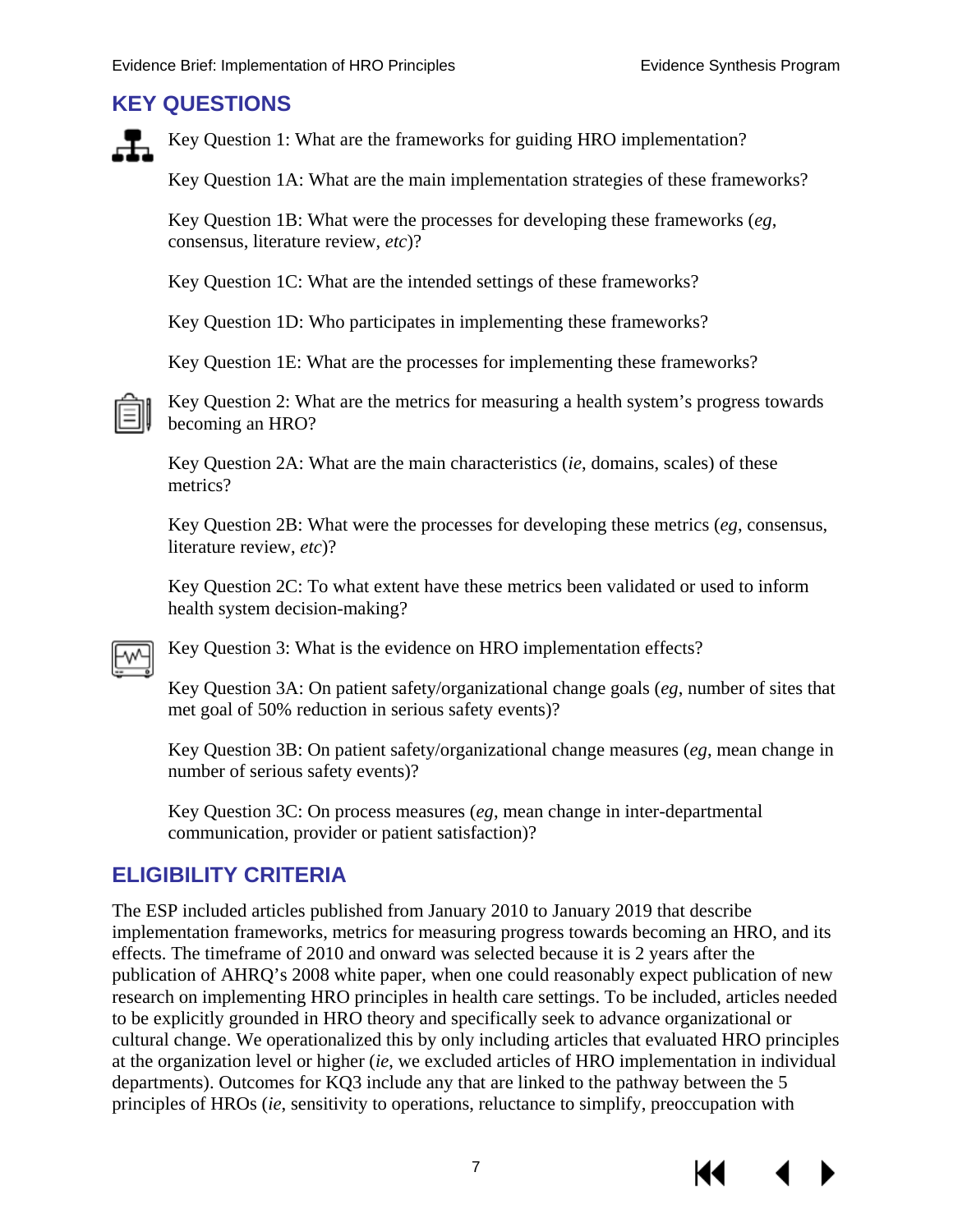## KEY QUESTIONS

Key Question 1: What are the frameworks for guiding HRO implementation?

Key Question 1A: What are the main implementation strategies of these frameworks?

Key Question 1B: What were the processes for developing these frameworks (*eg*, consensus, literature review, *etc*)?

Key Question 1C: What are the intended settings of these frameworks?

Key Question 1D: Who participates in implementing these frameworks?

Key Question 1E: What are the processes for implementing these frameworks?

Key Question 2: What are the metrics for measuring a health system's progress towards becoming an HRO?

Key Question 2A: What are the main characteristics (*ie*, domains, scales) of these metrics?

Key Question 2B: What were the processes for developing these metrics (*eg*, consensus, literature review, *etc*)?

Key Question 2C: To what extent have these metrics been validated or used to inform health system decision-making?

Key Question 3: What is the evidence on HRO implementation effects?

Key Question 3A: On patient safety/organizational change goals (*eg*, number of sites that met goal of 50% reduction in serious safety events)?

Key Question 3B: On patient safety/organizational change measures (*eg*, mean change in number of serious safety events)?

Key Question 3C: On process measures (*eg*, mean change in inter-departmental communication, provider or patient satisfaction)?

## ELIGIBILITY CRITERIA

The ESP included articles published from January 2010 to January 2019 that describe implementation frameworks, metrics for measuring progress towards becoming an HRO, and its effects. The timeframe of 2010 and onward was selected because it is 2 years after the publication of AHRQ's 2008 white paper, when one could reasonably expect publication of new research on implementing HRO principles in health care settings. To be included, articles needed to be explicitly grounded in HRO theory and specifically seek to advance organizational or cultural change. We operationalized this by only including articles that evaluated HRO principles at the organization level or higher (*ie*, we excluded articles of HRO implementation in individual departments). Outcomes for KQ3 include any that are linked to the pathway between the 5 principles of HROs (*ie*, sensitivity to operations, reluctance to simplify, preoccupation with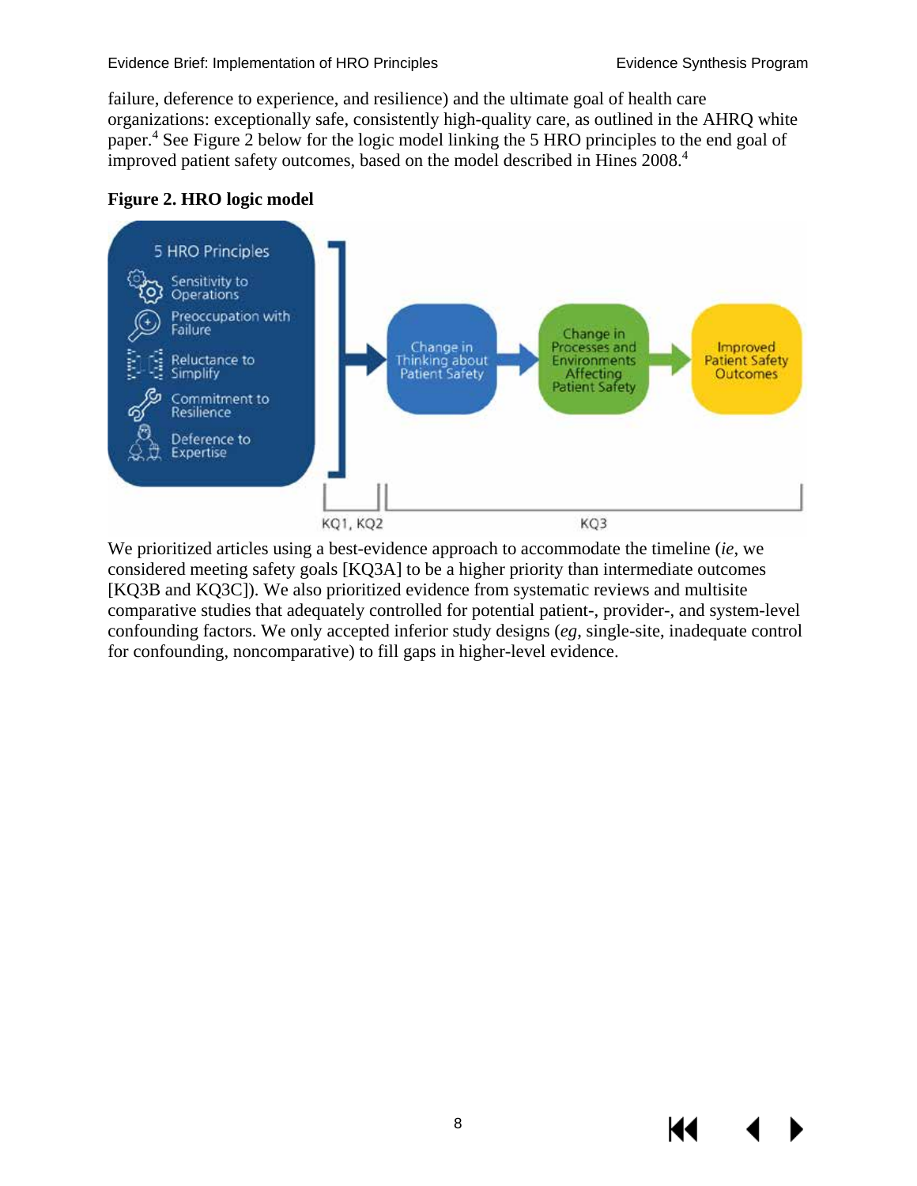failure, deference to experience, and resilience) and the ultimate goal of health care organizations: exceptionally safe, consistently high-quality care, as outlined in the AHRQ white paper.[4] See Figure 2 below for the logic model linking the 5 HRO principles to the end goal of improved patient safety outcomes, based on the model described in Hines 2008.[4]

**Figure 2. HRO logic model**

5 HRO Principles
- Sensitivity to Operations
- Preoccupation with Failure
- Reluctance to Simplify
- Commitment to Resilience
- Deference to Expertise

→ Change in Thinking about Patient Safety → Change in Processes and Environments Affecting Patient Safety → Improved Patient Safety Outcomes

KQ1, KQ2 | KQ3

We prioritized articles using a best-evidence approach to accommodate the timeline (*ie*, we considered meeting safety goals [KQ3A] to be a higher priority than intermediate outcomes [KQ3B and KQ3C]). We also prioritized evidence from systematic reviews and multisite comparative studies that adequately controlled for potential patient-, provider-, and system-level confounding factors. We only accepted inferior study designs (*eg*, single-site, inadequate control for confounding, noncomparative) to fill gaps in higher-level evidence.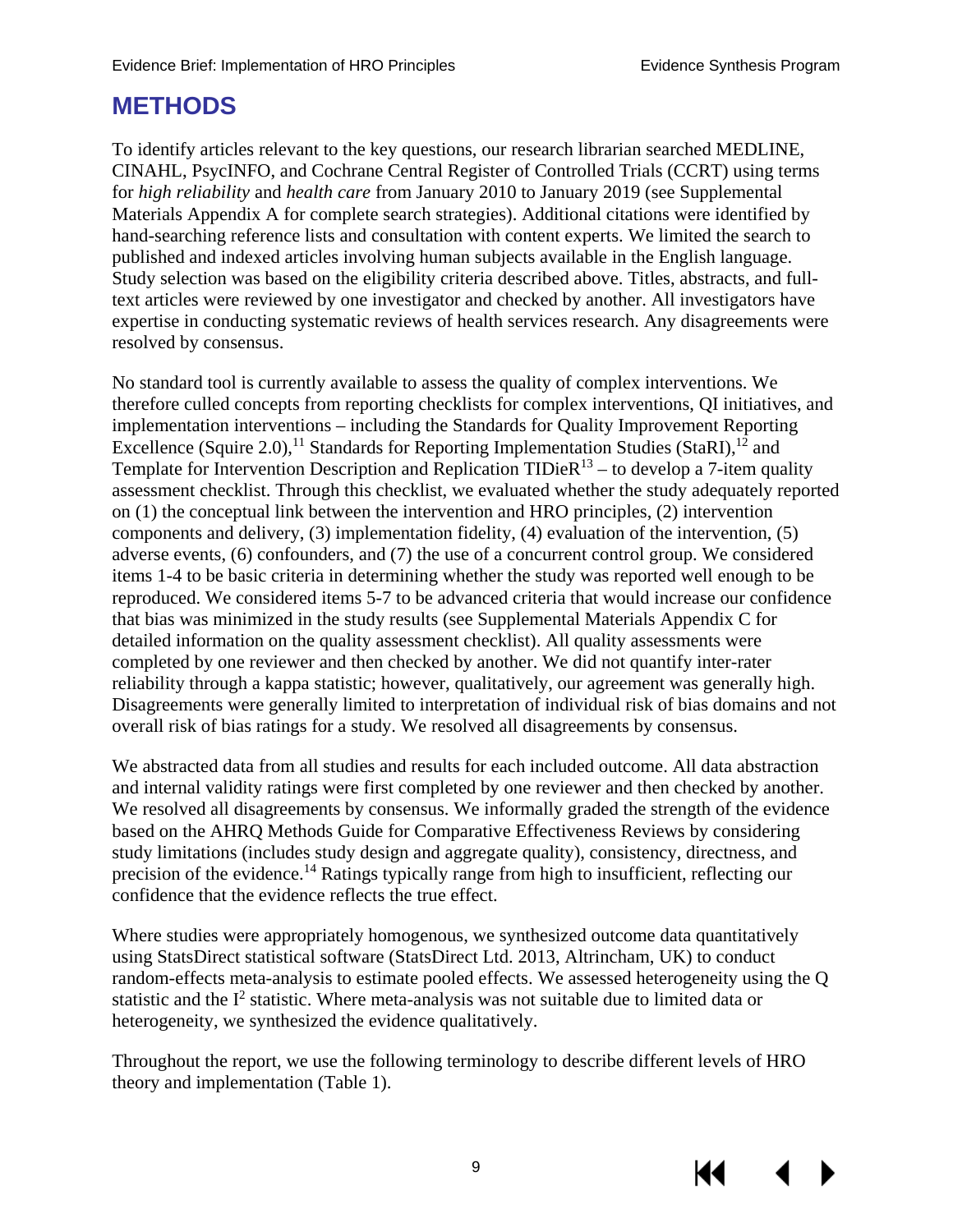# METHODS

To identify articles relevant to the key questions, our research librarian searched MEDLINE, CINAHL, PsycINFO, and Cochrane Central Register of Controlled Trials (CCRT) using terms for *high reliability* and *health care* from January 2010 to January 2019 (see Supplemental Materials Appendix A for complete search strategies). Additional citations were identified by hand-searching reference lists and consultation with content experts. We limited the search to published and indexed articles involving human subjects available in the English language. Study selection was based on the eligibility criteria described above. Titles, abstracts, and full-text articles were reviewed by one investigator and checked by another. All investigators have expertise in conducting systematic reviews of health services research. Any disagreements were resolved by consensus.

No standard tool is currently available to assess the quality of complex interventions. We therefore culled concepts from reporting checklists for complex interventions, QI initiatives, and implementation interventions – including the Standards for Quality Improvement Reporting Excellence (Squire 2.0),[11] Standards for Reporting Implementation Studies (StaRI),[12] and Template for Intervention Description and Replication TIDieR[13] – to develop a 7-item quality assessment checklist. Through this checklist, we evaluated whether the study adequately reported on (1) the conceptual link between the intervention and HRO principles, (2) intervention components and delivery, (3) implementation fidelity, (4) evaluation of the intervention, (5) adverse events, (6) confounders, and (7) the use of a concurrent control group. We considered items 1-4 to be basic criteria in determining whether the study was reported well enough to be reproduced. We considered items 5-7 to be advanced criteria that would increase our confidence that bias was minimized in the study results (see Supplemental Materials Appendix C for detailed information on the quality assessment checklist). All quality assessments were completed by one reviewer and then checked by another. We did not quantify inter-rater reliability through a kappa statistic; however, qualitatively, our agreement was generally high. Disagreements were generally limited to interpretation of individual risk of bias domains and not overall risk of bias ratings for a study. We resolved all disagreements by consensus.

We abstracted data from all studies and results for each included outcome. All data abstraction and internal validity ratings were first completed by one reviewer and then checked by another. We resolved all disagreements by consensus. We informally graded the strength of the evidence based on the AHRQ Methods Guide for Comparative Effectiveness Reviews by considering study limitations (includes study design and aggregate quality), consistency, directness, and precision of the evidence.[14] Ratings typically range from high to insufficient, reflecting our confidence that the evidence reflects the true effect.

Where studies were appropriately homogenous, we synthesized outcome data quantitatively using StatsDirect statistical software (StatsDirect Ltd. 2013, Altrincham, UK) to conduct random-effects meta-analysis to estimate pooled effects. We assessed heterogeneity using the Q statistic and the $I^2$ statistic. Where meta-analysis was not suitable due to limited data or heterogeneity, we synthesized the evidence qualitatively.

Throughout the report, we use the following terminology to describe different levels of HRO theory and implementation (Table 1).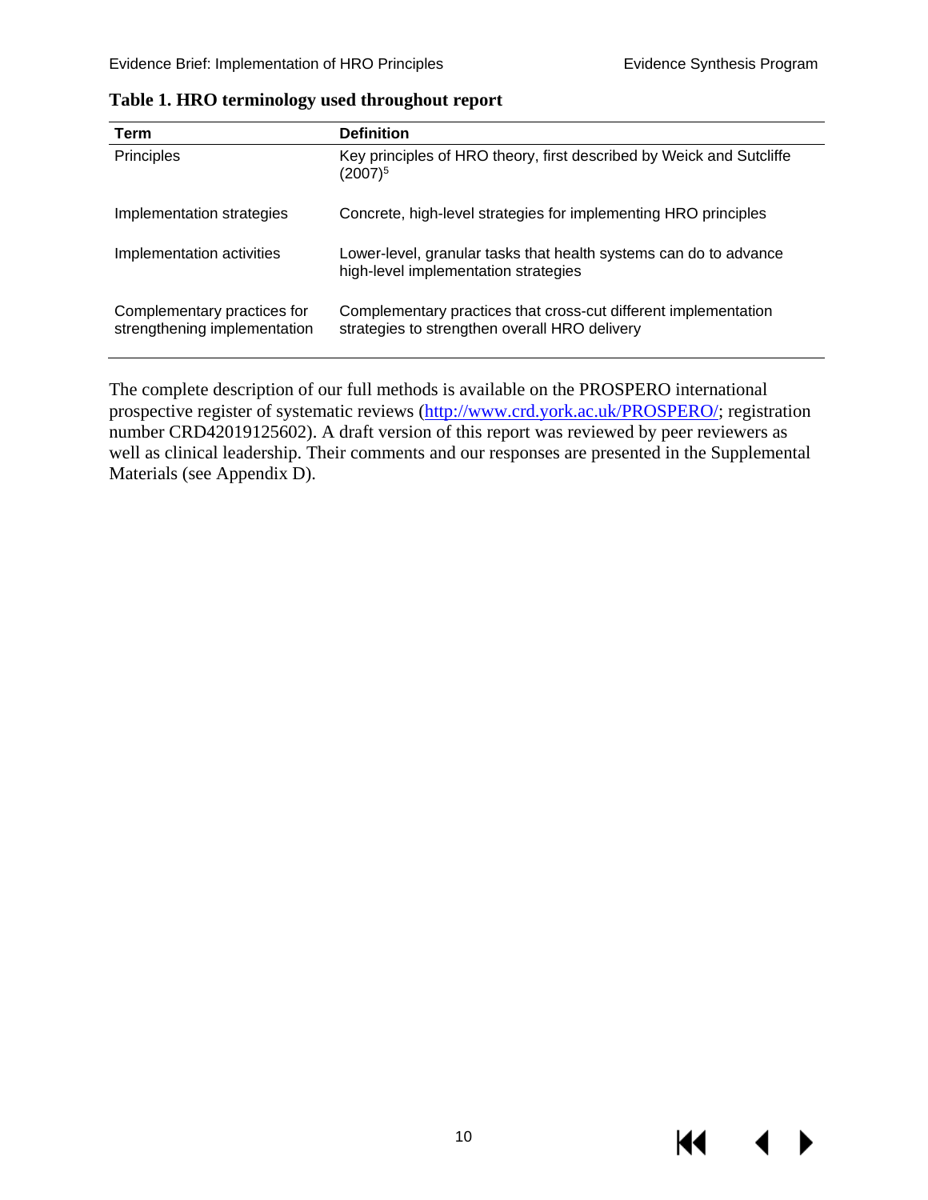**Table 1. HRO terminology used throughout report**

| Term | Definition |
|---|---|
| Principles | Key principles of HRO theory, first described by Weick and Sutcliffe (2007)[5] |
| Implementation strategies | Concrete, high-level strategies for implementing HRO principles |
| Implementation activities | Lower-level, granular tasks that health systems can do to advance high-level implementation strategies |
| Complementary practices for strengthening implementation | Complementary practices that cross-cut different implementation strategies to strengthen overall HRO delivery |

The complete description of our full methods is available on the PROSPERO international prospective register of systematic reviews (http://www.crd.york.ac.uk/PROSPERO/; registration number CRD42019125602). A draft version of this report was reviewed by peer reviewers as well as clinical leadership. Their comments and our responses are presented in the Supplemental Materials (see Appendix D).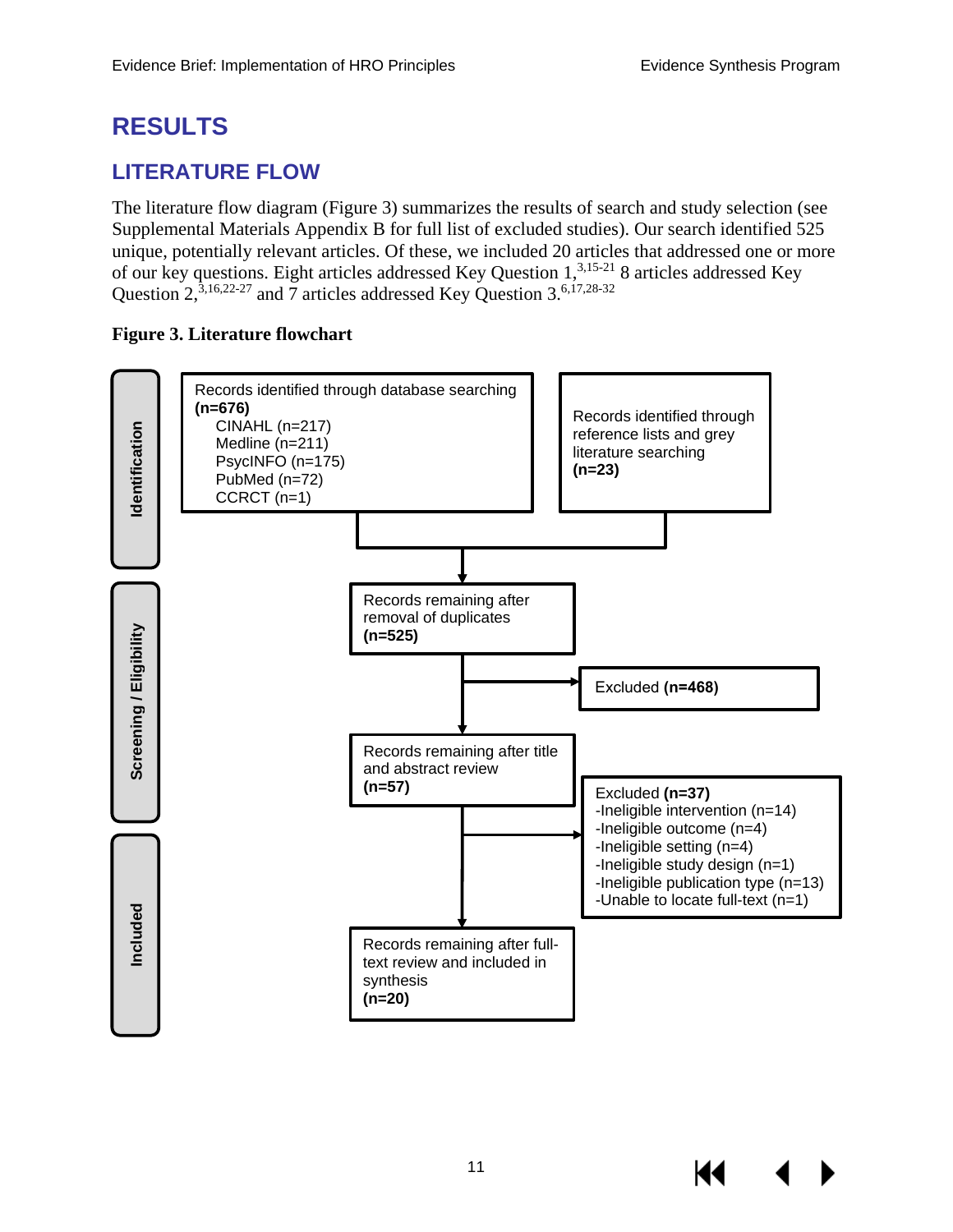# RESULTS

## LITERATURE FLOW

The literature flow diagram (Figure 3) summarizes the results of search and study selection (see Supplemental Materials Appendix B for full list of excluded studies). Our search identified 525 unique, potentially relevant articles. Of these, we included 20 articles that addressed one or more of our key questions. Eight articles addressed Key Question 1,[3,15-21] 8 articles addressed Key Question 2,[3,16,22-27] and 7 articles addressed Key Question 3.[6,17,28-32]

**Figure 3. Literature flowchart**

**Identification**

- Records identified through database searching **(n=676)**
  - CINAHL (n=217)
  - Medline (n=211)
  - PsycINFO (n=175)
  - PubMed (n=72)
  - CCRCT (n=1)
- Records identified through reference lists and grey literature searching **(n=23)**

**Screening / Eligibility**

- Records remaining after removal of duplicates **(n=525)**
  - Excluded **(n=468)**
- Records remaining after title and abstract review **(n=57)**
  - Excluded **(n=37)**
    - -Ineligible intervention (n=14)
    - -Ineligible outcome (n=4)
    - -Ineligible setting (n=4)
    - -Ineligible study design (n=1)
    - -Ineligible publication type (n=13)
    - -Unable to locate full-text (n=1)

**Included**

- Records remaining after full-text review and included in synthesis **(n=20)**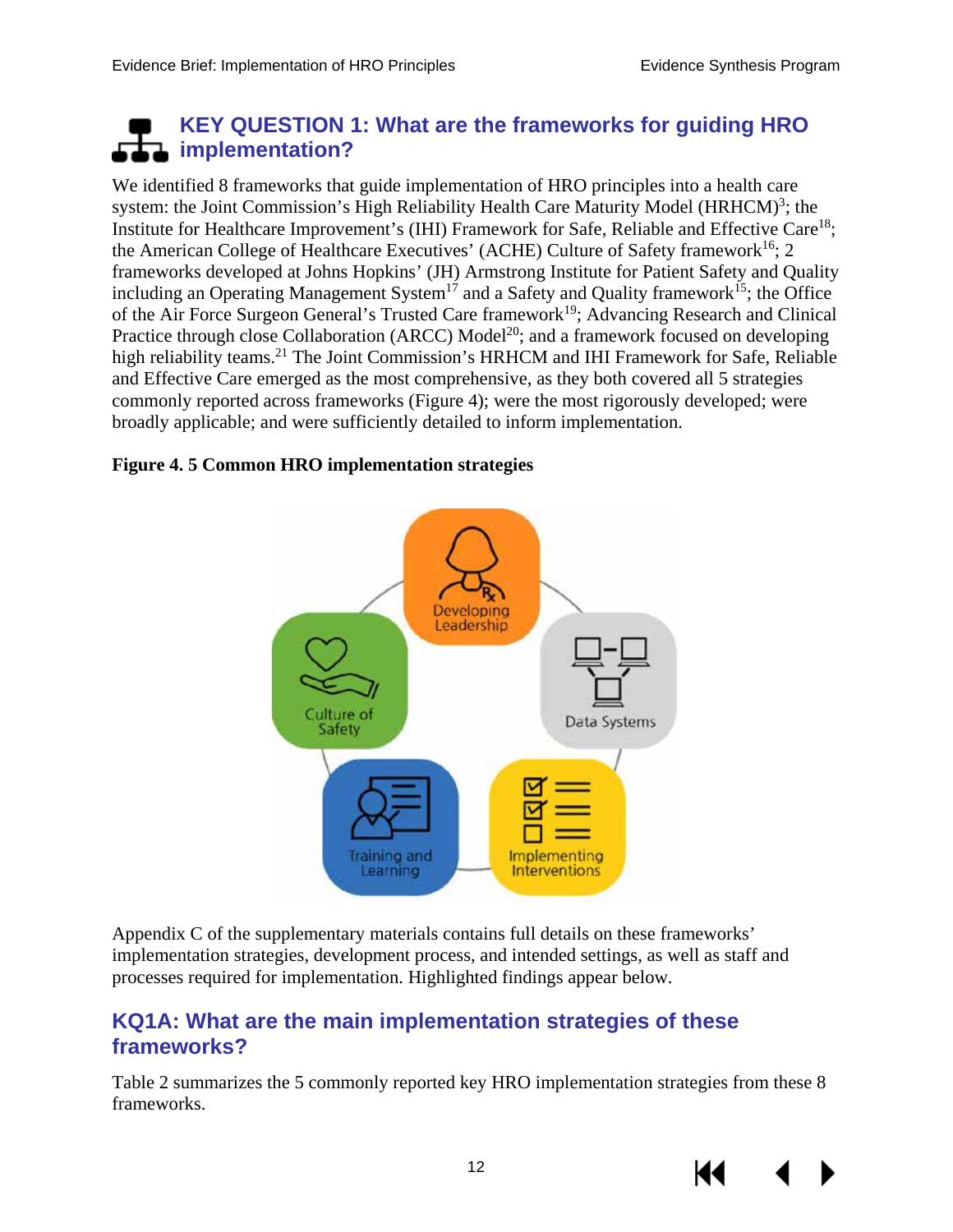## KEY QUESTION 1: What are the frameworks for guiding HRO implementation?

We identified 8 frameworks that guide implementation of HRO principles into a health care system: the Joint Commission's High Reliability Health Care Maturity Model (HRHCM)[3]; the Institute for Healthcare Improvement's (IHI) Framework for Safe, Reliable and Effective Care[18]; the American College of Healthcare Executives' (ACHE) Culture of Safety framework[16]; 2 frameworks developed at Johns Hopkins' (JH) Armstrong Institute for Patient Safety and Quality including an Operating Management System[17] and a Safety and Quality framework[15]; the Office of the Air Force Surgeon General's Trusted Care framework[19]; Advancing Research and Clinical Practice through close Collaboration (ARCC) Model[20]; and a framework focused on developing high reliability teams.[21] The Joint Commission's HRHCM and IHI Framework for Safe, Reliable and Effective Care emerged as the most comprehensive, as they both covered all 5 strategies commonly reported across frameworks (Figure 4); were the most rigorously developed; were broadly applicable; and were sufficiently detailed to inform implementation.

**Figure 4. 5 Common HRO implementation strategies**

Developing Leadership

Data Systems

Implementing Interventions

Training and Learning

Culture of Safety

Appendix C of the supplementary materials contains full details on these frameworks' implementation strategies, development process, and intended settings, as well as staff and processes required for implementation. Highlighted findings appear below.

### KQ1A: What are the main implementation strategies of these frameworks?

Table 2 summarizes the 5 commonly reported key HRO implementation strategies from these 8 frameworks.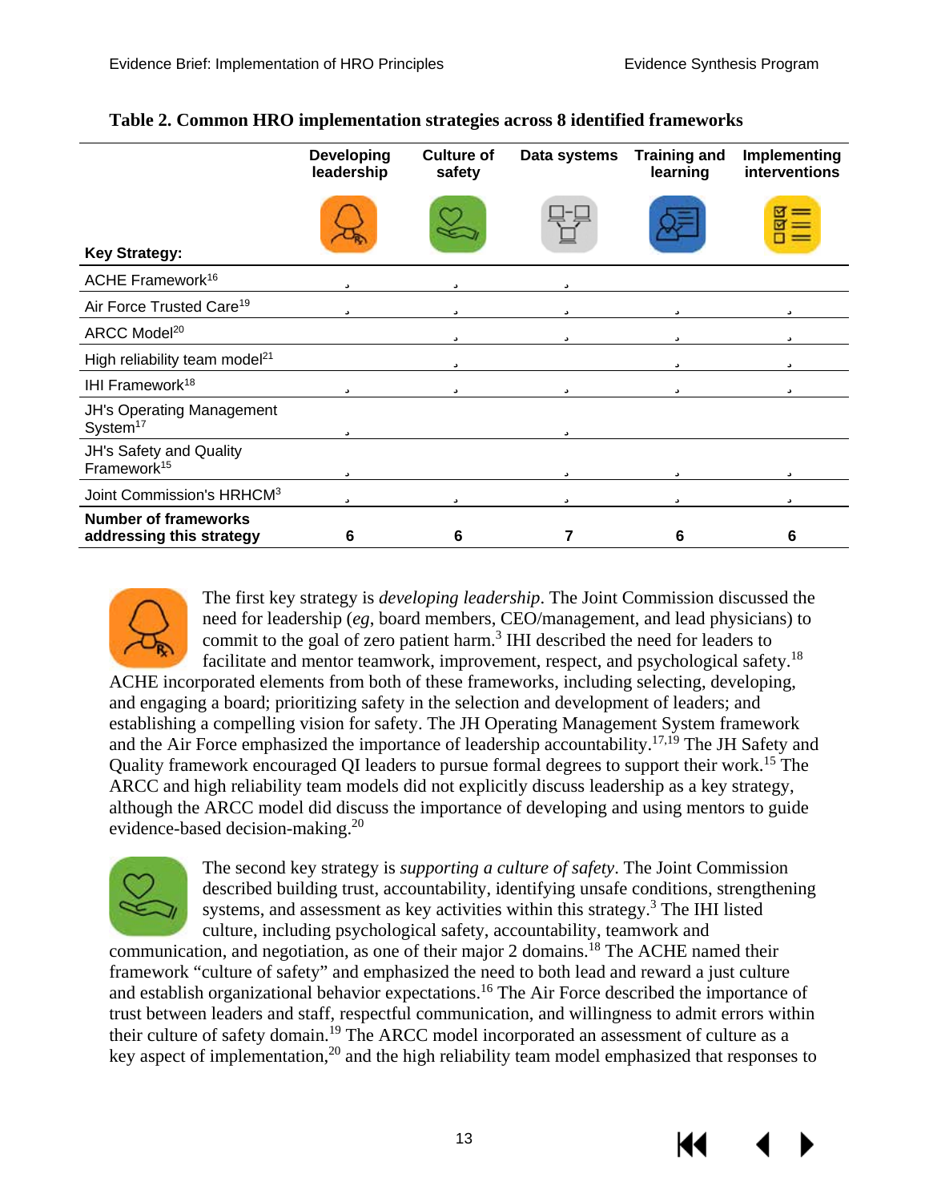**Table 2. Common HRO implementation strategies across 8 identified frameworks**

| Key Strategy: | Developing leadership | Culture of safety | Data systems | Training and learning | Implementing interventions |
|---|---|---|---|---|---|
| ACHE Framework[16] | ✓ | ✓ | ✓ | | |
| Air Force Trusted Care[19] | ✓ | ✓ | ✓ | ✓ | ✓ |
| ARCC Model[20] | | ✓ | ✓ | ✓ | ✓ |
| High reliability team model[21] | | ✓ | | ✓ | ✓ |
| IHI Framework[18] | ✓ | ✓ | ✓ | ✓ | ✓ |
| JH's Operating Management System[17] | ✓ | | ✓ | | |
| JH's Safety and Quality Framework[15] | ✓ | | ✓ | ✓ | ✓ |
| Joint Commission's HRHCM[3] | ✓ | ✓ | ✓ | ✓ | ✓ |
| **Number of frameworks addressing this strategy** | **6** | **6** | **7** | **6** | **6** |

The first key strategy is *developing leadership*. The Joint Commission discussed the need for leadership (*eg*, board members, CEO/management, and lead physicians) to commit to the goal of zero patient harm.[3] IHI described the need for leaders to facilitate and mentor teamwork, improvement, respect, and psychological safety.[18] ACHE incorporated elements from both of these frameworks, including selecting, developing, and engaging a board; prioritizing safety in the selection and development of leaders; and establishing a compelling vision for safety. The JH Operating Management System framework and the Air Force emphasized the importance of leadership accountability.[17,19] The JH Safety and Quality framework encouraged QI leaders to pursue formal degrees to support their work.[15] The ARCC and high reliability team models did not explicitly discuss leadership as a key strategy, although the ARCC model did discuss the importance of developing and using mentors to guide evidence-based decision-making.[20]

The second key strategy is *supporting a culture of safety*. The Joint Commission described building trust, accountability, identifying unsafe conditions, strengthening systems, and assessment as key activities within this strategy.[3] The IHI listed culture, including psychological safety, accountability, teamwork and communication, and negotiation, as one of their major 2 domains.[18] The ACHE named their framework "culture of safety" and emphasized the need to both lead and reward a just culture and establish organizational behavior expectations.[16] The Air Force described the importance of trust between leaders and staff, respectful communication, and willingness to admit errors within their culture of safety domain.[19] The ARCC model incorporated an assessment of culture as a key aspect of implementation,[20] and the high reliability team model emphasized that responses to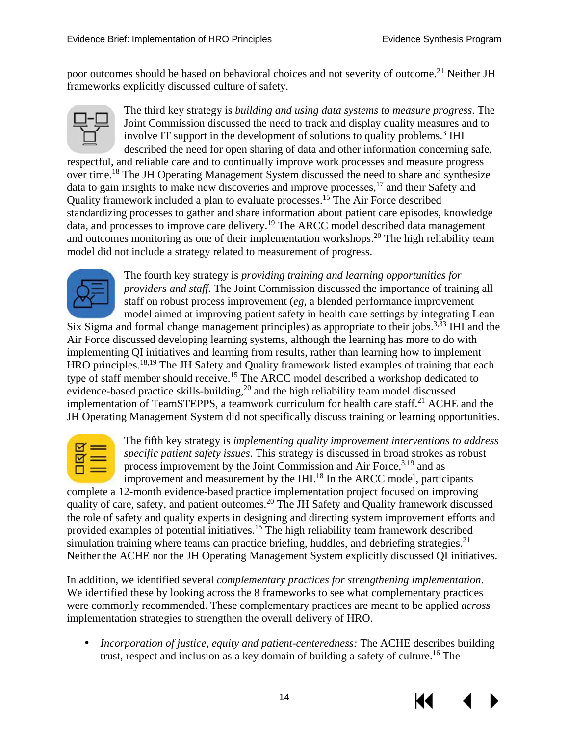poor outcomes should be based on behavioral choices and not severity of outcome.[21] Neither JH frameworks explicitly discussed culture of safety.

The third key strategy is *building and using data systems to measure progress*. The Joint Commission discussed the need to track and display quality measures and to involve IT support in the development of solutions to quality problems.[3] IHI described the need for open sharing of data and other information concerning safe, respectful, and reliable care and to continually improve work processes and measure progress over time.[18] The JH Operating Management System discussed the need to share and synthesize data to gain insights to make new discoveries and improve processes,[17] and their Safety and Quality framework included a plan to evaluate processes.[15] The Air Force described standardizing processes to gather and share information about patient care episodes, knowledge data, and processes to improve care delivery.[19] The ARCC model described data management and outcomes monitoring as one of their implementation workshops.[20] The high reliability team model did not include a strategy related to measurement of progress.

The fourth key strategy is *providing training and learning opportunities for providers and staff.* The Joint Commission discussed the importance of training all staff on robust process improvement (*eg*, a blended performance improvement model aimed at improving patient safety in health care settings by integrating Lean Six Sigma and formal change management principles) as appropriate to their jobs.[3,33] IHI and the Air Force discussed developing learning systems, although the learning has more to do with implementing QI initiatives and learning from results, rather than learning how to implement HRO principles.[18,19] The JH Safety and Quality framework listed examples of training that each type of staff member should receive.[15] The ARCC model described a workshop dedicated to evidence-based practice skills-building,[20] and the high reliability team model discussed implementation of TeamSTEPPS, a teamwork curriculum for health care staff.[21] ACHE and the JH Operating Management System did not specifically discuss training or learning opportunities.

The fifth key strategy is *implementing quality improvement interventions to address specific patient safety issues*. This strategy is discussed in broad strokes as robust process improvement by the Joint Commission and Air Force,[3,19] and as improvement and measurement by the IHI.[18] In the ARCC model, participants complete a 12-month evidence-based practice implementation project focused on improving quality of care, safety, and patient outcomes.[20] The JH Safety and Quality framework discussed the role of safety and quality experts in designing and directing system improvement efforts and provided examples of potential initiatives.[15] The high reliability team framework described simulation training where teams can practice briefing, huddles, and debriefing strategies.[21] Neither the ACHE nor the JH Operating Management System explicitly discussed QI initiatives.

In addition, we identified several *complementary practices for strengthening implementation*. We identified these by looking across the 8 frameworks to see what complementary practices were commonly recommended. These complementary practices are meant to be applied *across* implementation strategies to strengthen the overall delivery of HRO.

- *Incorporation of justice, equity and patient-centeredness:* The ACHE describes building trust, respect and inclusion as a key domain of building a safety of culture.[16] The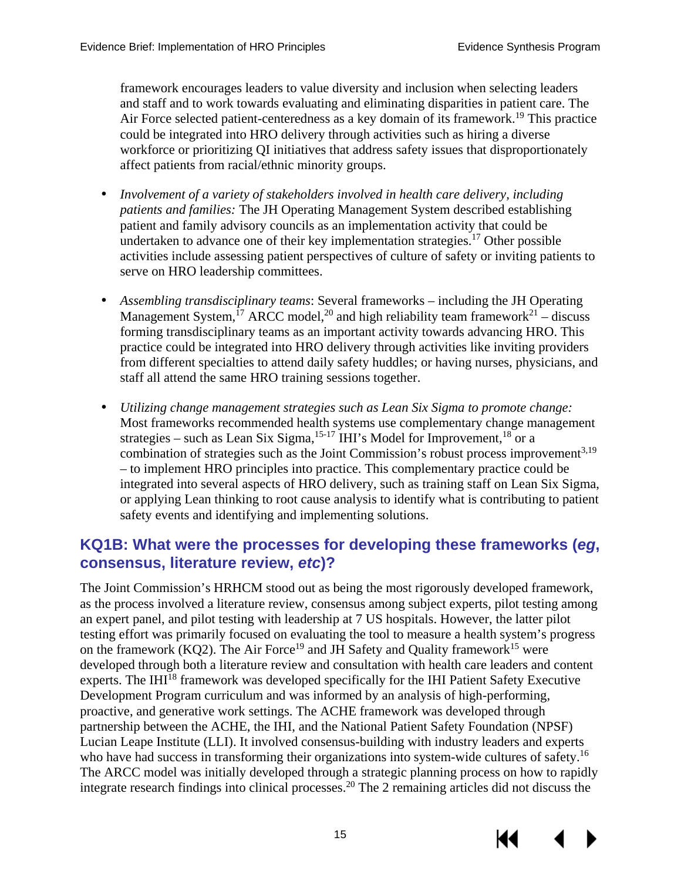framework encourages leaders to value diversity and inclusion when selecting leaders and staff and to work towards evaluating and eliminating disparities in patient care. The Air Force selected patient-centeredness as a key domain of its framework.[19] This practice could be integrated into HRO delivery through activities such as hiring a diverse workforce or prioritizing QI initiatives that address safety issues that disproportionately affect patients from racial/ethnic minority groups.

- *Involvement of a variety of stakeholders involved in health care delivery, including patients and families:* The JH Operating Management System described establishing patient and family advisory councils as an implementation activity that could be undertaken to advance one of their key implementation strategies.[17] Other possible activities include assessing patient perspectives of culture of safety or inviting patients to serve on HRO leadership committees.

- *Assembling transdisciplinary teams*: Several frameworks – including the JH Operating Management System,[17] ARCC model,[20] and high reliability team framework[21] – discuss forming transdisciplinary teams as an important activity towards advancing HRO. This practice could be integrated into HRO delivery through activities like inviting providers from different specialties to attend daily safety huddles; or having nurses, physicians, and staff all attend the same HRO training sessions together.

- *Utilizing change management strategies such as Lean Six Sigma to promote change:* Most frameworks recommended health systems use complementary change management strategies – such as Lean Six Sigma,[15-17] IHI's Model for Improvement,[18] or a combination of strategies such as the Joint Commission's robust process improvement[3,19] – to implement HRO principles into practice. This complementary practice could be integrated into several aspects of HRO delivery, such as training staff on Lean Six Sigma, or applying Lean thinking to root cause analysis to identify what is contributing to patient safety events and identifying and implementing solutions.

## KQ1B: What were the processes for developing these frameworks (*eg*, consensus, literature review, *etc*)?

The Joint Commission's HRHCM stood out as being the most rigorously developed framework, as the process involved a literature review, consensus among subject experts, pilot testing among an expert panel, and pilot testing with leadership at 7 US hospitals. However, the latter pilot testing effort was primarily focused on evaluating the tool to measure a health system's progress on the framework (KQ2). The Air Force[19] and JH Safety and Quality framework[15] were developed through both a literature review and consultation with health care leaders and content experts. The IHI[18] framework was developed specifically for the IHI Patient Safety Executive Development Program curriculum and was informed by an analysis of high-performing, proactive, and generative work settings. The ACHE framework was developed through partnership between the ACHE, the IHI, and the National Patient Safety Foundation (NPSF) Lucian Leape Institute (LLI). It involved consensus-building with industry leaders and experts who have had success in transforming their organizations into system-wide cultures of safety.[16] The ARCC model was initially developed through a strategic planning process on how to rapidly integrate research findings into clinical processes.[20] The 2 remaining articles did not discuss the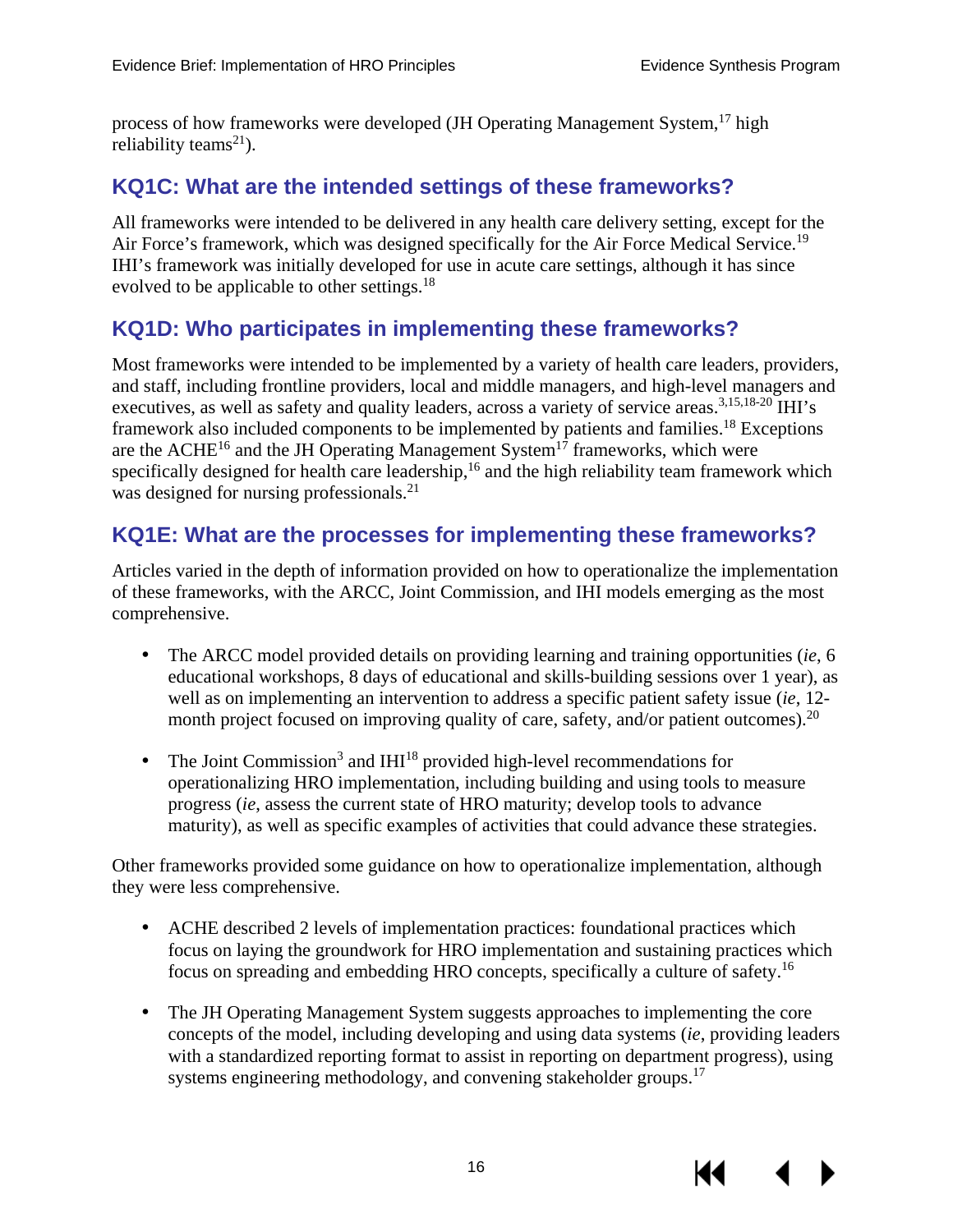process of how frameworks were developed (JH Operating Management System,[17] high reliability teams[21]).

## KQ1C: What are the intended settings of these frameworks?

All frameworks were intended to be delivered in any health care delivery setting, except for the Air Force's framework, which was designed specifically for the Air Force Medical Service.[19] IHI's framework was initially developed for use in acute care settings, although it has since evolved to be applicable to other settings.[18]

## KQ1D: Who participates in implementing these frameworks?

Most frameworks were intended to be implemented by a variety of health care leaders, providers, and staff, including frontline providers, local and middle managers, and high-level managers and executives, as well as safety and quality leaders, across a variety of service areas.[3,15,18-20] IHI's framework also included components to be implemented by patients and families.[18] Exceptions are the ACHE[16] and the JH Operating Management System[17] frameworks, which were specifically designed for health care leadership,[16] and the high reliability team framework which was designed for nursing professionals.[21]

## KQ1E: What are the processes for implementing these frameworks?

Articles varied in the depth of information provided on how to operationalize the implementation of these frameworks, with the ARCC, Joint Commission, and IHI models emerging as the most comprehensive.

- The ARCC model provided details on providing learning and training opportunities (*ie*, 6 educational workshops, 8 days of educational and skills-building sessions over 1 year), as well as on implementing an intervention to address a specific patient safety issue (*ie*, 12-month project focused on improving quality of care, safety, and/or patient outcomes).[20]

- The Joint Commission[3] and IHI[18] provided high-level recommendations for operationalizing HRO implementation, including building and using tools to measure progress (*ie*, assess the current state of HRO maturity; develop tools to advance maturity), as well as specific examples of activities that could advance these strategies.

Other frameworks provided some guidance on how to operationalize implementation, although they were less comprehensive.

- ACHE described 2 levels of implementation practices: foundational practices which focus on laying the groundwork for HRO implementation and sustaining practices which focus on spreading and embedding HRO concepts, specifically a culture of safety.[16]

- The JH Operating Management System suggests approaches to implementing the core concepts of the model, including developing and using data systems (*ie*, providing leaders with a standardized reporting format to assist in reporting on department progress), using systems engineering methodology, and convening stakeholder groups.[17]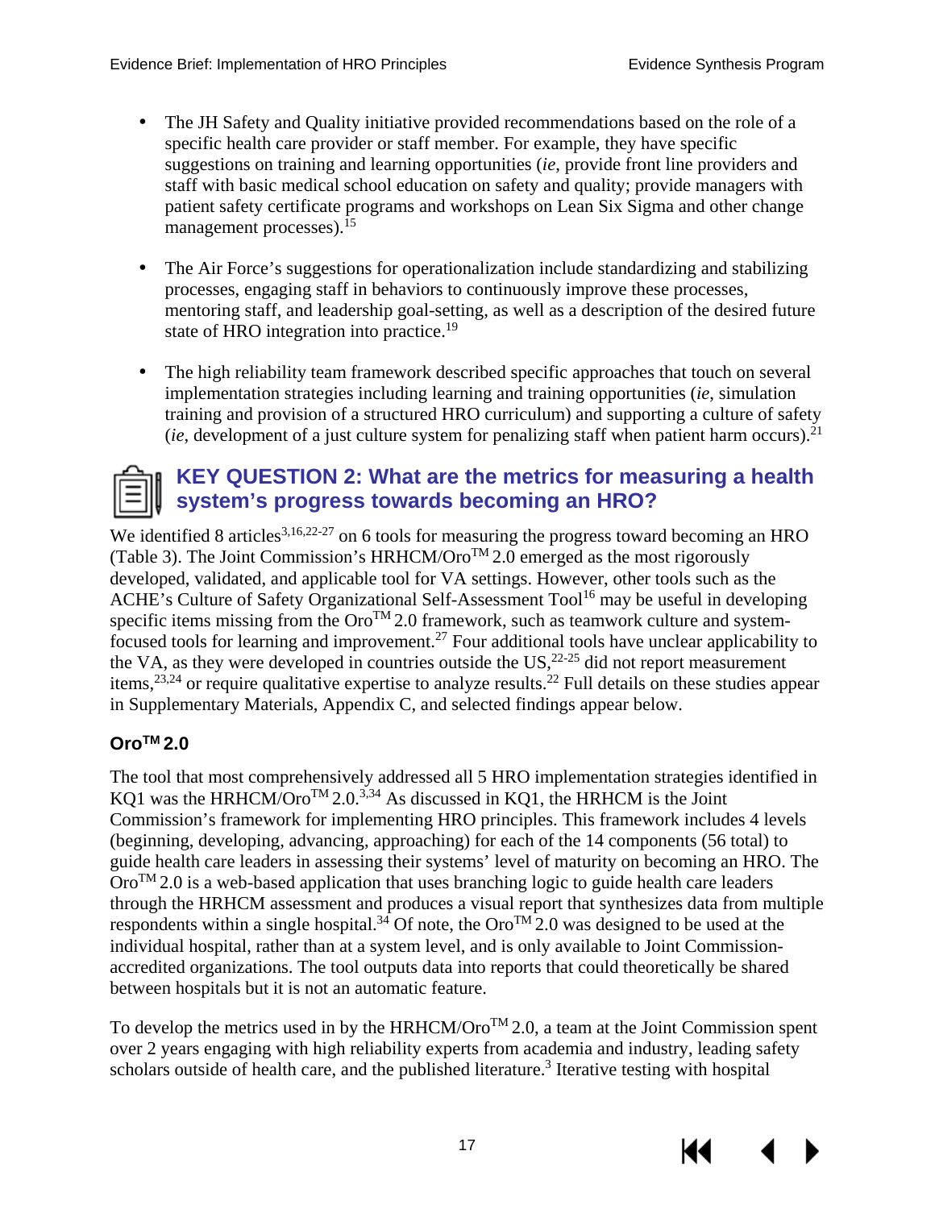- The JH Safety and Quality initiative provided recommendations based on the role of a specific health care provider or staff member. For example, they have specific suggestions on training and learning opportunities (*ie*, provide front line providers and staff with basic medical school education on safety and quality; provide managers with patient safety certificate programs and workshops on Lean Six Sigma and other change management processes).[15]

- The Air Force's suggestions for operationalization include standardizing and stabilizing processes, engaging staff in behaviors to continuously improve these processes, mentoring staff, and leadership goal-setting, as well as a description of the desired future state of HRO integration into practice.[19]

- The high reliability team framework described specific approaches that touch on several implementation strategies including learning and training opportunities (*ie*, simulation training and provision of a structured HRO curriculum) and supporting a culture of safety (*ie*, development of a just culture system for penalizing staff when patient harm occurs).[21]

## KEY QUESTION 2: What are the metrics for measuring a health system's progress towards becoming an HRO?

We identified 8 articles[3,16,22-27] on 6 tools for measuring the progress toward becoming an HRO (Table 3). The Joint Commission's HRHCM/Oro™ 2.0 emerged as the most rigorously developed, validated, and applicable tool for VA settings. However, other tools such as the ACHE's Culture of Safety Organizational Self-Assessment Tool[16] may be useful in developing specific items missing from the Oro™ 2.0 framework, such as teamwork culture and system-focused tools for learning and improvement.[27] Four additional tools have unclear applicability to the VA, as they were developed in countries outside the US,[22-25] did not report measurement items,[23,24] or require qualitative expertise to analyze results.[22] Full details on these studies appear in Supplementary Materials, Appendix C, and selected findings appear below.

### Oro™ 2.0

The tool that most comprehensively addressed all 5 HRO implementation strategies identified in KQ1 was the HRHCM/Oro™ 2.0.[3,34] As discussed in KQ1, the HRHCM is the Joint Commission's framework for implementing HRO principles. This framework includes 4 levels (beginning, developing, advancing, approaching) for each of the 14 components (56 total) to guide health care leaders in assessing their systems' level of maturity on becoming an HRO. The Oro™ 2.0 is a web-based application that uses branching logic to guide health care leaders through the HRHCM assessment and produces a visual report that synthesizes data from multiple respondents within a single hospital.[34] Of note, the Oro™ 2.0 was designed to be used at the individual hospital, rather than at a system level, and is only available to Joint Commission-accredited organizations. The tool outputs data into reports that could theoretically be shared between hospitals but it is not an automatic feature.

To develop the metrics used in by the HRHCM/Oro™ 2.0, a team at the Joint Commission spent over 2 years engaging with high reliability experts from academia and industry, leading safety scholars outside of health care, and the published literature.[3] Iterative testing with hospital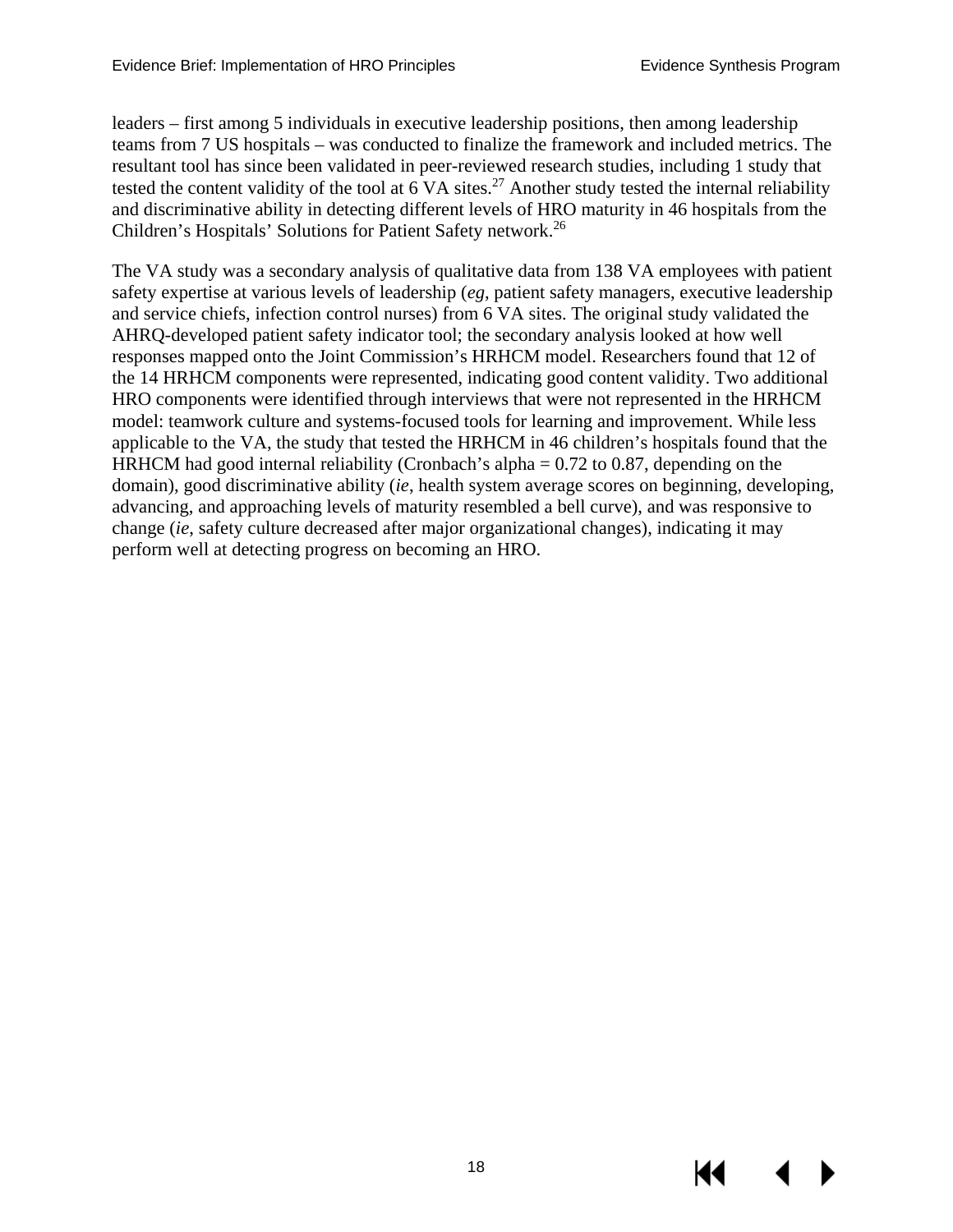leaders – first among 5 individuals in executive leadership positions, then among leadership teams from 7 US hospitals – was conducted to finalize the framework and included metrics. The resultant tool has since been validated in peer-reviewed research studies, including 1 study that tested the content validity of the tool at 6 VA sites.[27] Another study tested the internal reliability and discriminative ability in detecting different levels of HRO maturity in 46 hospitals from the Children's Hospitals' Solutions for Patient Safety network.[26]

The VA study was a secondary analysis of qualitative data from 138 VA employees with patient safety expertise at various levels of leadership (*eg*, patient safety managers, executive leadership and service chiefs, infection control nurses) from 6 VA sites. The original study validated the AHRQ-developed patient safety indicator tool; the secondary analysis looked at how well responses mapped onto the Joint Commission's HRHCM model. Researchers found that 12 of the 14 HRHCM components were represented, indicating good content validity. Two additional HRO components were identified through interviews that were not represented in the HRHCM model: teamwork culture and systems-focused tools for learning and improvement. While less applicable to the VA, the study that tested the HRHCM in 46 children's hospitals found that the HRHCM had good internal reliability (Cronbach's alpha = 0.72 to 0.87, depending on the domain), good discriminative ability (*ie*, health system average scores on beginning, developing, advancing, and approaching levels of maturity resembled a bell curve), and was responsive to change (*ie*, safety culture decreased after major organizational changes), indicating it may perform well at detecting progress on becoming an HRO.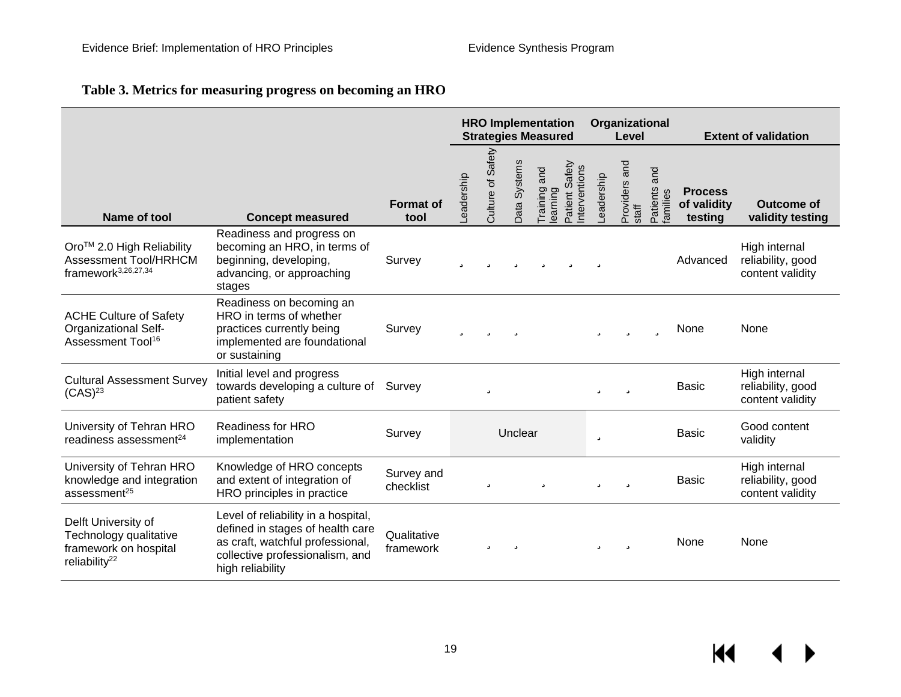**Table 3. Metrics for measuring progress on becoming an HRO**

| Name of tool | Concept measured | Format of tool | HRO Implementation Strategies Measured | | | | | Organizational Level | | | Extent of validation | |
|---|---|---|---|---|---|---|---|---|---|---|---|---|
| | | | Leadership | Culture of Safety | Data Systems | Training and learning | Patient Safety Interventions | Leadership | Providers and staff | Patients and families | Process of validity testing | Outcome of validity testing |
| Oro™ 2.0 High Reliability Assessment Tool/HRHCM framework[3,26,27,34] | Readiness and progress on becoming an HRO, in terms of beginning, developing, advancing, or approaching stages | Survey | ✓ | ✓ | ✓ | ✓ | ✓ | ✓ | | | Advanced | High internal reliability, good content validity |
| ACHE Culture of Safety Organizational Self-Assessment Tool[16] | Readiness on becoming an HRO in terms of whether practices currently being implemented are foundational or sustaining | Survey | ✓ | ✓ | ✓ | | | ✓ | ✓ | ✓ | None | None |
| Cultural Assessment Survey (CAS)[23] | Initial level and progress towards developing a culture of patient safety | Survey | | ✓ | | | | ✓ | ✓ | | Basic | High internal reliability, good content validity |
| University of Tehran HRO readiness assessment[24] | Readiness for HRO implementation | Survey | Unclear | | | | | ✓ | | | Basic | Good content validity |
| University of Tehran HRO knowledge and integration assessment[25] | Knowledge of HRO concepts and extent of integration of HRO principles in practice | Survey and checklist | | ✓ | | ✓ | | ✓ | ✓ | | Basic | High internal reliability, good content validity |
| Delft University of Technology qualitative framework on hospital reliability[22] | Level of reliability in a hospital, defined in stages of health care as craft, watchful professional, collective professionalism, and high reliability | Qualitative framework | | ✓ | ✓ | | | ✓ | ✓ | | None | None |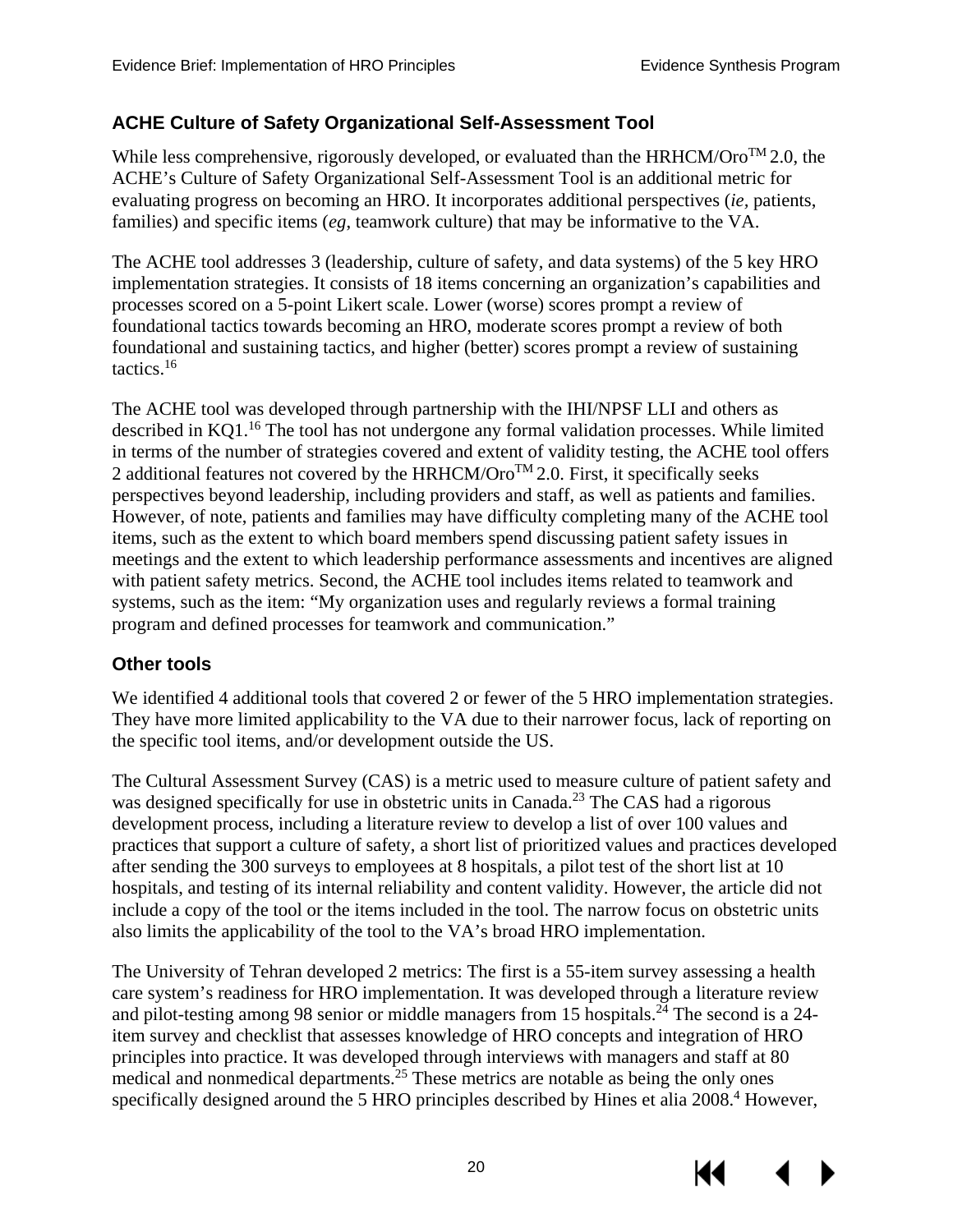## ACHE Culture of Safety Organizational Self-Assessment Tool

While less comprehensive, rigorously developed, or evaluated than the HRHCM/Oro$^{TM}$ 2.0, the ACHE's Culture of Safety Organizational Self-Assessment Tool is an additional metric for evaluating progress on becoming an HRO. It incorporates additional perspectives (*ie*, patients, families) and specific items (*eg*, teamwork culture) that may be informative to the VA.

The ACHE tool addresses 3 (leadership, culture of safety, and data systems) of the 5 key HRO implementation strategies. It consists of 18 items concerning an organization's capabilities and processes scored on a 5-point Likert scale. Lower (worse) scores prompt a review of foundational tactics towards becoming an HRO, moderate scores prompt a review of both foundational and sustaining tactics, and higher (better) scores prompt a review of sustaining tactics.[16]

The ACHE tool was developed through partnership with the IHI/NPSF LLI and others as described in KQ1.[16] The tool has not undergone any formal validation processes. While limited in terms of the number of strategies covered and extent of validity testing, the ACHE tool offers 2 additional features not covered by the HRHCM/Oro$^{TM}$ 2.0. First, it specifically seeks perspectives beyond leadership, including providers and staff, as well as patients and families. However, of note, patients and families may have difficulty completing many of the ACHE tool items, such as the extent to which board members spend discussing patient safety issues in meetings and the extent to which leadership performance assessments and incentives are aligned with patient safety metrics. Second, the ACHE tool includes items related to teamwork and systems, such as the item: "My organization uses and regularly reviews a formal training program and defined processes for teamwork and communication."

## Other tools

We identified 4 additional tools that covered 2 or fewer of the 5 HRO implementation strategies. They have more limited applicability to the VA due to their narrower focus, lack of reporting on the specific tool items, and/or development outside the US.

The Cultural Assessment Survey (CAS) is a metric used to measure culture of patient safety and was designed specifically for use in obstetric units in Canada.[23] The CAS had a rigorous development process, including a literature review to develop a list of over 100 values and practices that support a culture of safety, a short list of prioritized values and practices developed after sending the 300 surveys to employees at 8 hospitals, a pilot test of the short list at 10 hospitals, and testing of its internal reliability and content validity. However, the article did not include a copy of the tool or the items included in the tool. The narrow focus on obstetric units also limits the applicability of the tool to the VA's broad HRO implementation.

The University of Tehran developed 2 metrics: The first is a 55-item survey assessing a health care system's readiness for HRO implementation. It was developed through a literature review and pilot-testing among 98 senior or middle managers from 15 hospitals.[24] The second is a 24-item survey and checklist that assesses knowledge of HRO concepts and integration of HRO principles into practice. It was developed through interviews with managers and staff at 80 medical and nonmedical departments.[25] These metrics are notable as being the only ones specifically designed around the 5 HRO principles described by Hines et alia 2008.[4] However,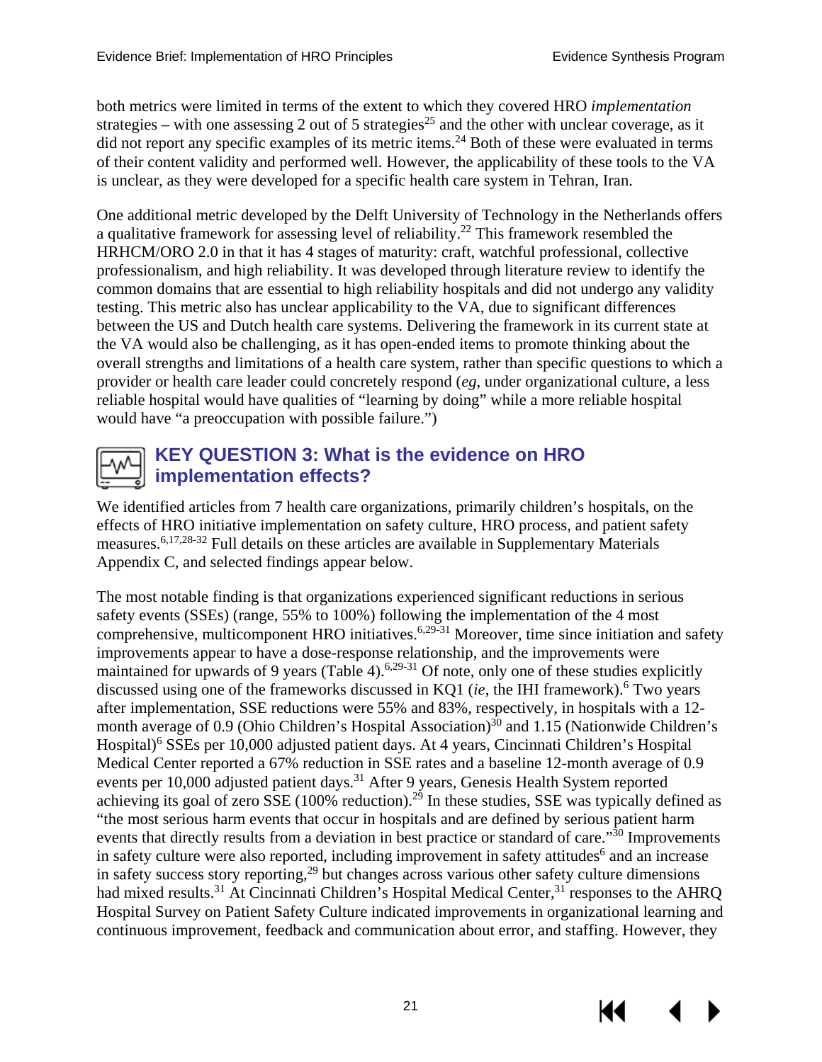both metrics were limited in terms of the extent to which they covered HRO *implementation* strategies – with one assessing 2 out of 5 strategies[25] and the other with unclear coverage, as it did not report any specific examples of its metric items.[24] Both of these were evaluated in terms of their content validity and performed well. However, the applicability of these tools to the VA is unclear, as they were developed for a specific health care system in Tehran, Iran.

One additional metric developed by the Delft University of Technology in the Netherlands offers a qualitative framework for assessing level of reliability.[22] This framework resembled the HRHCM/ORO 2.0 in that it has 4 stages of maturity: craft, watchful professional, collective professionalism, and high reliability. It was developed through literature review to identify the common domains that are essential to high reliability hospitals and did not undergo any validity testing. This metric also has unclear applicability to the VA, due to significant differences between the US and Dutch health care systems. Delivering the framework in its current state at the VA would also be challenging, as it has open-ended items to promote thinking about the overall strengths and limitations of a health care system, rather than specific questions to which a provider or health care leader could concretely respond (*eg*, under organizational culture, a less reliable hospital would have qualities of "learning by doing" while a more reliable hospital would have "a preoccupation with possible failure.")

## KEY QUESTION 3: What is the evidence on HRO implementation effects?

We identified articles from 7 health care organizations, primarily children's hospitals, on the effects of HRO initiative implementation on safety culture, HRO process, and patient safety measures.[6,17,28-32] Full details on these articles are available in Supplementary Materials Appendix C, and selected findings appear below.

The most notable finding is that organizations experienced significant reductions in serious safety events (SSEs) (range, 55% to 100%) following the implementation of the 4 most comprehensive, multicomponent HRO initiatives.[6,29-31] Moreover, time since initiation and safety improvements appear to have a dose-response relationship, and the improvements were maintained for upwards of 9 years (Table 4).[6,29-31] Of note, only one of these studies explicitly discussed using one of the frameworks discussed in KQ1 (*ie*, the IHI framework).[6] Two years after implementation, SSE reductions were 55% and 83%, respectively, in hospitals with a 12-month average of 0.9 (Ohio Children's Hospital Association)[30] and 1.15 (Nationwide Children's Hospital)[6] SSEs per 10,000 adjusted patient days. At 4 years, Cincinnati Children's Hospital Medical Center reported a 67% reduction in SSE rates and a baseline 12-month average of 0.9 events per 10,000 adjusted patient days.[31] After 9 years, Genesis Health System reported achieving its goal of zero SSE (100% reduction).[29] In these studies, SSE was typically defined as "the most serious harm events that occur in hospitals and are defined by serious patient harm events that directly results from a deviation in best practice or standard of care."[30] Improvements in safety culture were also reported, including improvement in safety attitudes[6] and an increase in safety success story reporting,[29] but changes across various other safety culture dimensions had mixed results.[31] At Cincinnati Children's Hospital Medical Center,[31] responses to the AHRQ Hospital Survey on Patient Safety Culture indicated improvements in organizational learning and continuous improvement, feedback and communication about error, and staffing. However, they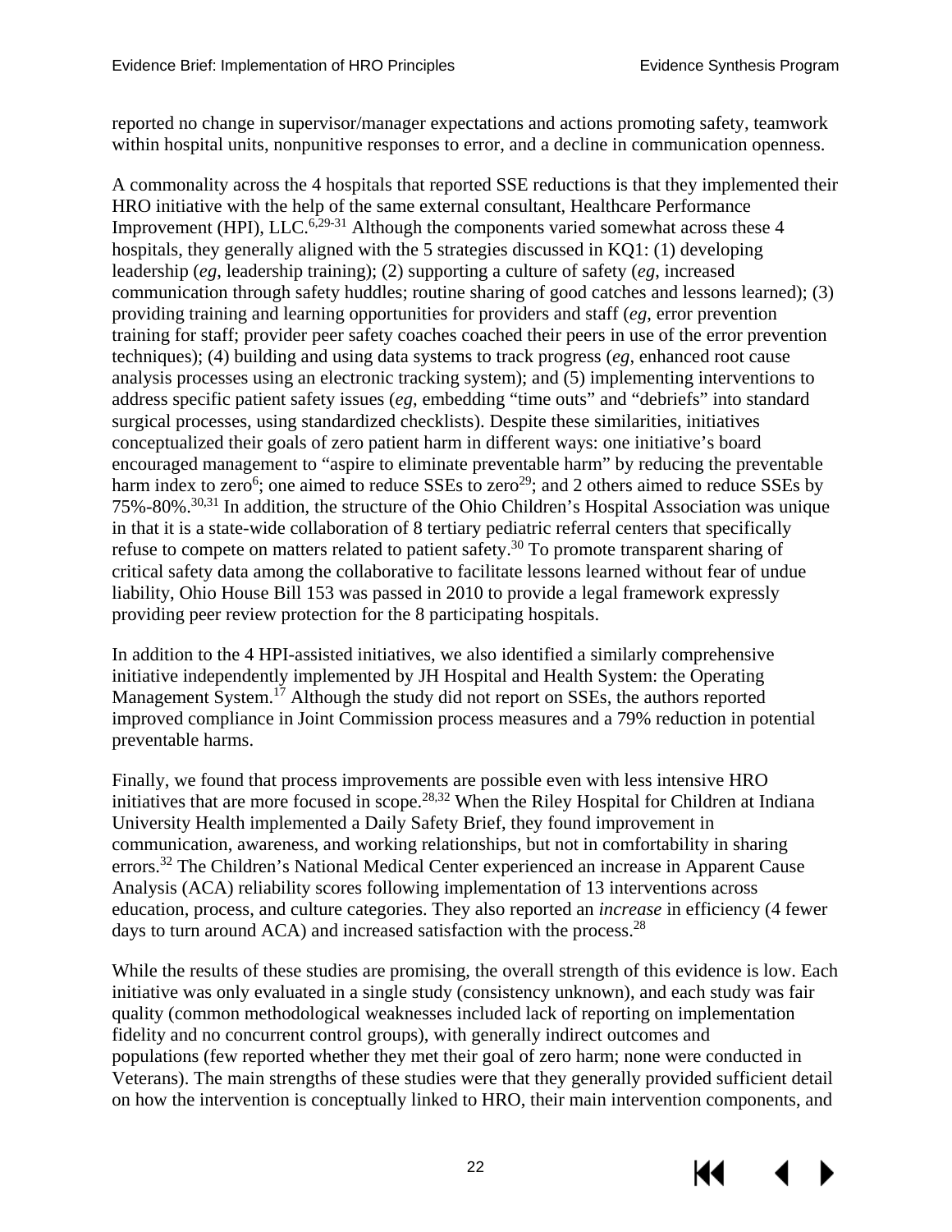reported no change in supervisor/manager expectations and actions promoting safety, teamwork within hospital units, nonpunitive responses to error, and a decline in communication openness.

A commonality across the 4 hospitals that reported SSE reductions is that they implemented their HRO initiative with the help of the same external consultant, Healthcare Performance Improvement (HPI), LLC.[6,29-31] Although the components varied somewhat across these 4 hospitals, they generally aligned with the 5 strategies discussed in KQ1: (1) developing leadership (*eg*, leadership training); (2) supporting a culture of safety (*eg*, increased communication through safety huddles; routine sharing of good catches and lessons learned); (3) providing training and learning opportunities for providers and staff (*eg*, error prevention training for staff; provider peer safety coaches coached their peers in use of the error prevention techniques); (4) building and using data systems to track progress (*eg*, enhanced root cause analysis processes using an electronic tracking system); and (5) implementing interventions to address specific patient safety issues (*eg*, embedding "time outs" and "debriefs" into standard surgical processes, using standardized checklists). Despite these similarities, initiatives conceptualized their goals of zero patient harm in different ways: one initiative's board encouraged management to "aspire to eliminate preventable harm" by reducing the preventable harm index to zero[6]; one aimed to reduce SSEs to zero[29]; and 2 others aimed to reduce SSEs by 75%-80%.[30,31] In addition, the structure of the Ohio Children's Hospital Association was unique in that it is a state-wide collaboration of 8 tertiary pediatric referral centers that specifically refuse to compete on matters related to patient safety.[30] To promote transparent sharing of critical safety data among the collaborative to facilitate lessons learned without fear of undue liability, Ohio House Bill 153 was passed in 2010 to provide a legal framework expressly providing peer review protection for the 8 participating hospitals.

In addition to the 4 HPI-assisted initiatives, we also identified a similarly comprehensive initiative independently implemented by JH Hospital and Health System: the Operating Management System.[17] Although the study did not report on SSEs, the authors reported improved compliance in Joint Commission process measures and a 79% reduction in potential preventable harms.

Finally, we found that process improvements are possible even with less intensive HRO initiatives that are more focused in scope.[28,32] When the Riley Hospital for Children at Indiana University Health implemented a Daily Safety Brief, they found improvement in communication, awareness, and working relationships, but not in comfortability in sharing errors.[32] The Children's National Medical Center experienced an increase in Apparent Cause Analysis (ACA) reliability scores following implementation of 13 interventions across education, process, and culture categories. They also reported an *increase* in efficiency (4 fewer days to turn around ACA) and increased satisfaction with the process.[28]

While the results of these studies are promising, the overall strength of this evidence is low. Each initiative was only evaluated in a single study (consistency unknown), and each study was fair quality (common methodological weaknesses included lack of reporting on implementation fidelity and no concurrent control groups), with generally indirect outcomes and populations (few reported whether they met their goal of zero harm; none were conducted in Veterans). The main strengths of these studies were that they generally provided sufficient detail on how the intervention is conceptually linked to HRO, their main intervention components, and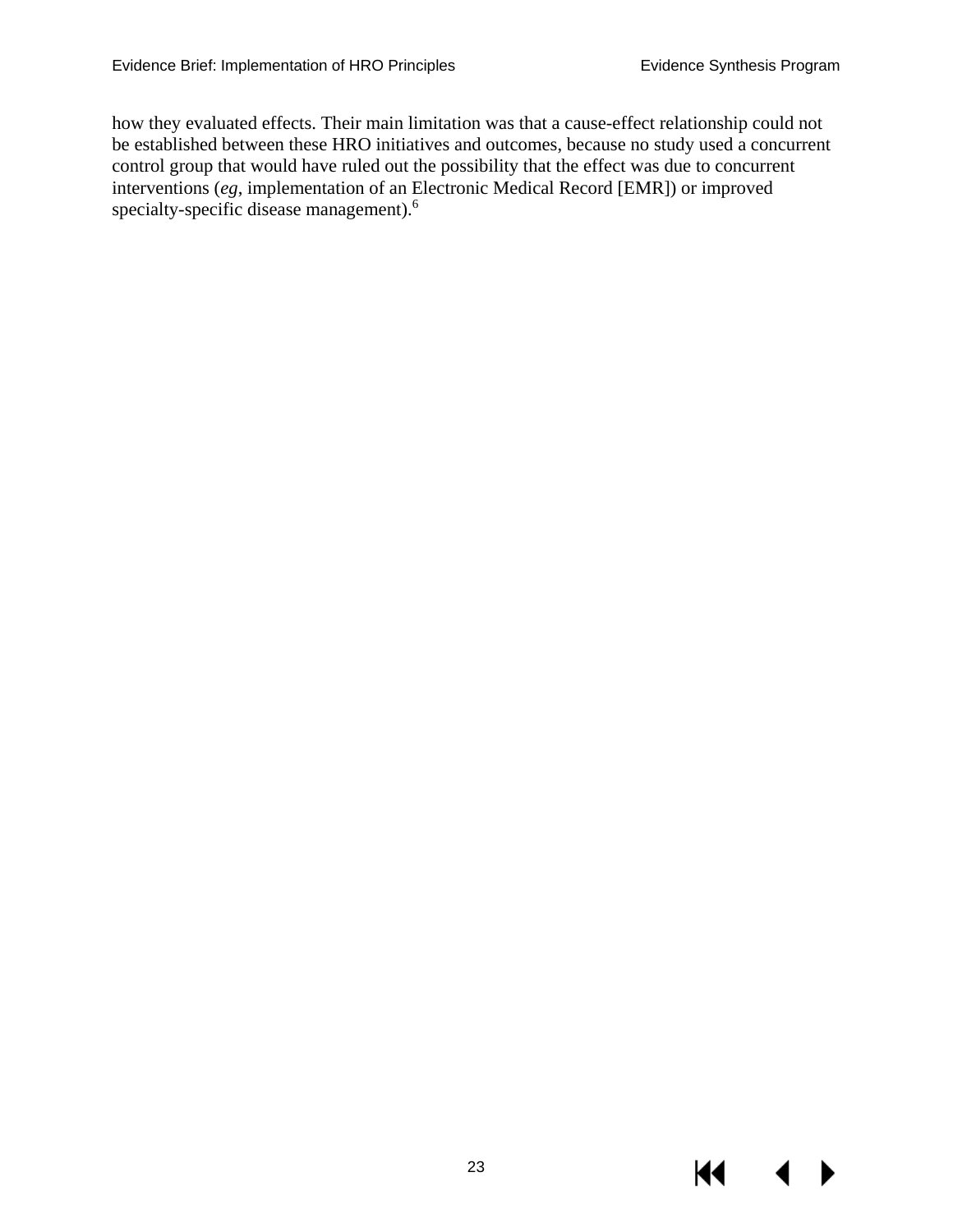how they evaluated effects. Their main limitation was that a cause-effect relationship could not be established between these HRO initiatives and outcomes, because no study used a concurrent control group that would have ruled out the possibility that the effect was due to concurrent interventions (*eg*, implementation of an Electronic Medical Record [EMR]) or improved specialty-specific disease management).[6]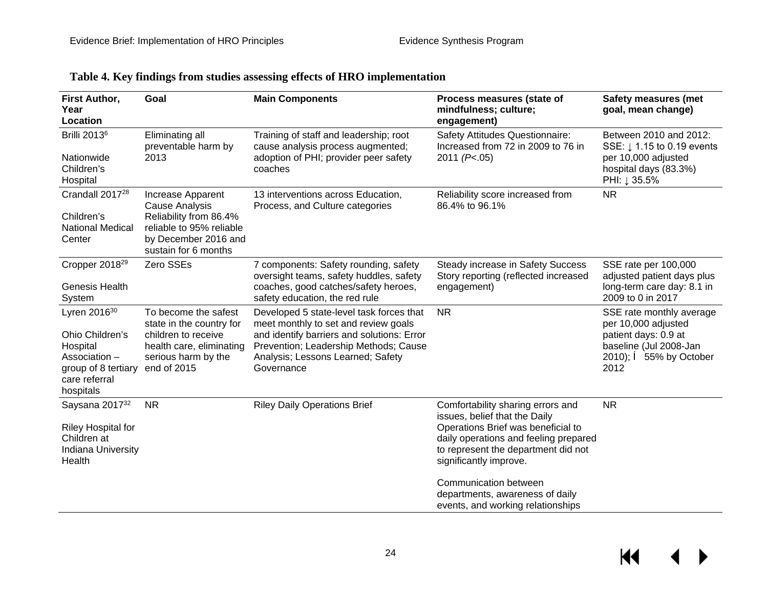**Table 4. Key findings from studies assessing effects of HRO implementation**

| First Author, Year Location | Goal | Main Components | Process measures (state of mindfulness; culture; engagement) | Safety measures (met goal, mean change) |
|---|---|---|---|---|
| Brilli 2013[6]<br><br>Nationwide Children's Hospital | Eliminating all preventable harm by 2013 | Training of staff and leadership; root cause analysis process augmented; adoption of PHI; provider peer safety coaches | Safety Attitudes Questionnaire: Increased from 72 in 2009 to 76 in 2011 (*P*<.05) | Between 2010 and 2012: SSE: ↓ 1.15 to 0.19 events per 10,000 adjusted hospital days (83.3%)<br>PHI: ↓ 35.5% |
| Crandall 2017[28]<br><br>Children's National Medical Center | Increase Apparent Cause Analysis Reliability from 86.4% reliable to 95% reliable by December 2016 and sustain for 6 months | 13 interventions across Education, Process, and Culture categories | Reliability score increased from 86.4% to 96.1% | NR |
| Cropper 2018[29]<br><br>Genesis Health System | Zero SSEs | 7 components: Safety rounding, safety oversight teams, safety huddles, safety coaches, good catches/safety heroes, safety education, the red rule | Steady increase in Safety Success Story reporting (reflected increased engagement) | SSE rate per 100,000 adjusted patient days plus long-term care day: 8.1 in 2009 to 0 in 2017 |
| Lyren 2016[30]<br><br>Ohio Children's Hospital Association – group of 8 tertiary care referral hospitals | To become the safest state in the country for children to receive health care, eliminating serious harm by the end of 2015 | Developed 5 state-level task forces that meet monthly to set and identify barriers and solutions: Error Prevention; Leadership Methods; Cause Analysis; Lessons Learned; Safety Governance | NR | SSE rate monthly average per 10,000 adjusted patient days: 0.9 at baseline (Jul 2008-Jan 2010); ↓ 55% by October 2012 |
| Saysana 2017[32]<br><br>Riley Hospital for Children at Indiana University Health | NR | Riley Daily Operations Brief | Comfortability sharing errors and issues, belief that the Daily Operations Brief was beneficial to daily operations and feeling prepared to represent the department did not significantly improve.<br><br>Communication between departments, awareness of daily events, and working relationships | NR |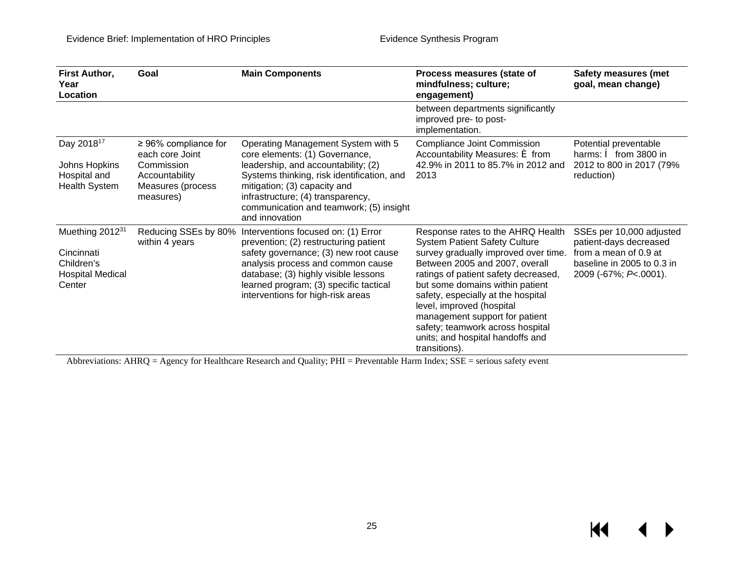| First Author, Year Location | Goal | Main Components | Process measures (state of mindfulness; culture; engagement) | Safety measures (met goal, mean change) |
|---|---|---|---|---|
| | | | between departments significantly improved pre- to post-implementation. | |
| Day 2018[17] Johns Hopkins Hospital and Health System | ≥ 96% compliance for each core Joint Commission Accountability Measures (process measures) | Operating Management System with 5 core elements: (1) Governance, leadership, and accountability; (2) Systems thinking, risk identification, and mitigation; (3) capacity and infrastructure; (4) transparency, communication and teamwork; (5) insight and innovation | Compliance Joint Commission Accountability Measures: È from 42.9% in 2011 to 85.7% in 2012 and 2013 | Potential preventable harms: Í from 3800 in 2012 to 800 in 2017 (79% reduction) |
| Muething 2012[31] Cincinnati Children's Hospital Medical Center | Reducing SSEs by 80% within 4 years | Interventions focused on: (1) Error prevention; (2) restructuring patient safety governance; (3) new root cause analysis process and common cause database; (3) highly visible lessons learned program; (3) specific tactical interventions for high-risk areas | Response rates to the AHRQ Health System Patient Safety Culture survey gradually improved over time. Between 2005 and 2007, overall ratings of patient safety decreased, but some domains within patient safety, especially at the hospital level, improved (hospital management support for patient safety; teamwork across hospital units; and hospital handoffs and transitions). | SSEs per 10,000 adjusted patient-days decreased from a mean of 0.9 at baseline in 2005 to 0.3 in 2009 (-67%; $P<.0001$). |

Abbreviations: AHRQ = Agency for Healthcare Research and Quality; PHI = Preventable Harm Index; SSE = serious safety event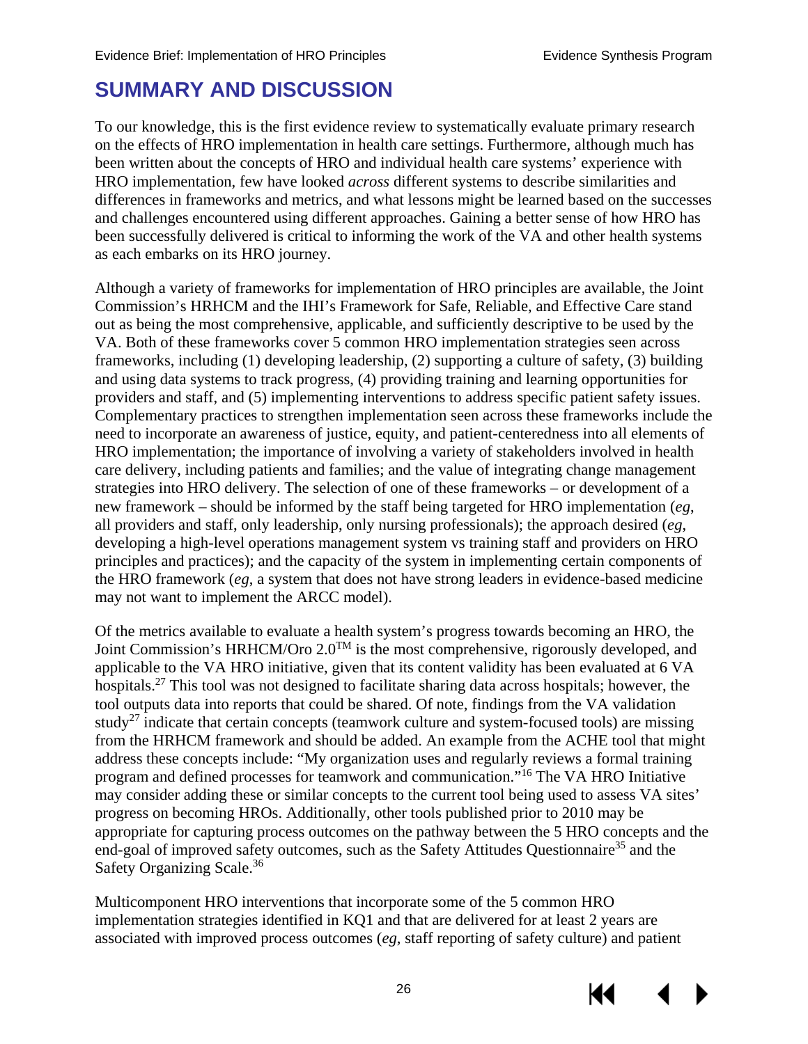# SUMMARY AND DISCUSSION

To our knowledge, this is the first evidence review to systematically evaluate primary research on the effects of HRO implementation in health care settings. Furthermore, although much has been written about the concepts of HRO and individual health care systems' experience with HRO implementation, few have looked *across* different systems to describe similarities and differences in frameworks and metrics, and what lessons might be learned based on the successes and challenges encountered using different approaches. Gaining a better sense of how HRO has been successfully delivered is critical to informing the work of the VA and other health systems as each embarks on its HRO journey.

Although a variety of frameworks for implementation of HRO principles are available, the Joint Commission's HRHCM and the IHI's Framework for Safe, Reliable, and Effective Care stand out as being the most comprehensive, applicable, and sufficiently descriptive to be used by the VA. Both of these frameworks cover 5 common HRO implementation strategies seen across frameworks, including (1) developing leadership, (2) supporting a culture of safety, (3) building and using data systems to track progress, (4) providing training and learning opportunities for providers and staff, and (5) implementing interventions to address specific patient safety issues. Complementary practices to strengthen implementation seen across these frameworks include the need to incorporate an awareness of justice, equity, and patient-centeredness into all elements of HRO implementation; the importance of involving a variety of stakeholders involved in health care delivery, including patients and families; and the value of integrating change management strategies into HRO delivery. The selection of one of these frameworks – or development of a new framework – should be informed by the staff being targeted for HRO implementation (*eg*, all providers and staff, only leadership, only nursing professionals); the approach desired (*eg*, developing a high-level operations management system vs training staff and providers on HRO principles and practices); and the capacity of the system in implementing certain components of the HRO framework (*eg*, a system that does not have strong leaders in evidence-based medicine may not want to implement the ARCC model).

Of the metrics available to evaluate a health system's progress towards becoming an HRO, the Joint Commission's HRHCM/Oro 2.0™ is the most comprehensive, rigorously developed, and applicable to the VA HRO initiative, given that its content validity has been evaluated at 6 VA hospitals.[27] This tool was not designed to facilitate sharing data across hospitals; however, the tool outputs data into reports that could be shared. Of note, findings from the VA validation study[27] indicate that certain concepts (teamwork culture and system-focused tools) are missing from the HRHCM framework and should be added. An example from the ACHE tool that might address these concepts include: "My organization uses and regularly reviews a formal training program and defined processes for teamwork and communication."[16] The VA HRO Initiative may consider adding these or similar concepts to the current tool being used to assess VA sites' progress on becoming HROs. Additionally, other tools published prior to 2010 may be appropriate for capturing process outcomes on the pathway between the 5 HRO concepts and the end-goal of improved safety outcomes, such as the Safety Attitudes Questionnaire[35] and the Safety Organizing Scale.[36]

Multicomponent HRO interventions that incorporate some of the 5 common HRO implementation strategies identified in KQ1 and that are delivered for at least 2 years are associated with improved process outcomes (*eg*, staff reporting of safety culture) and patient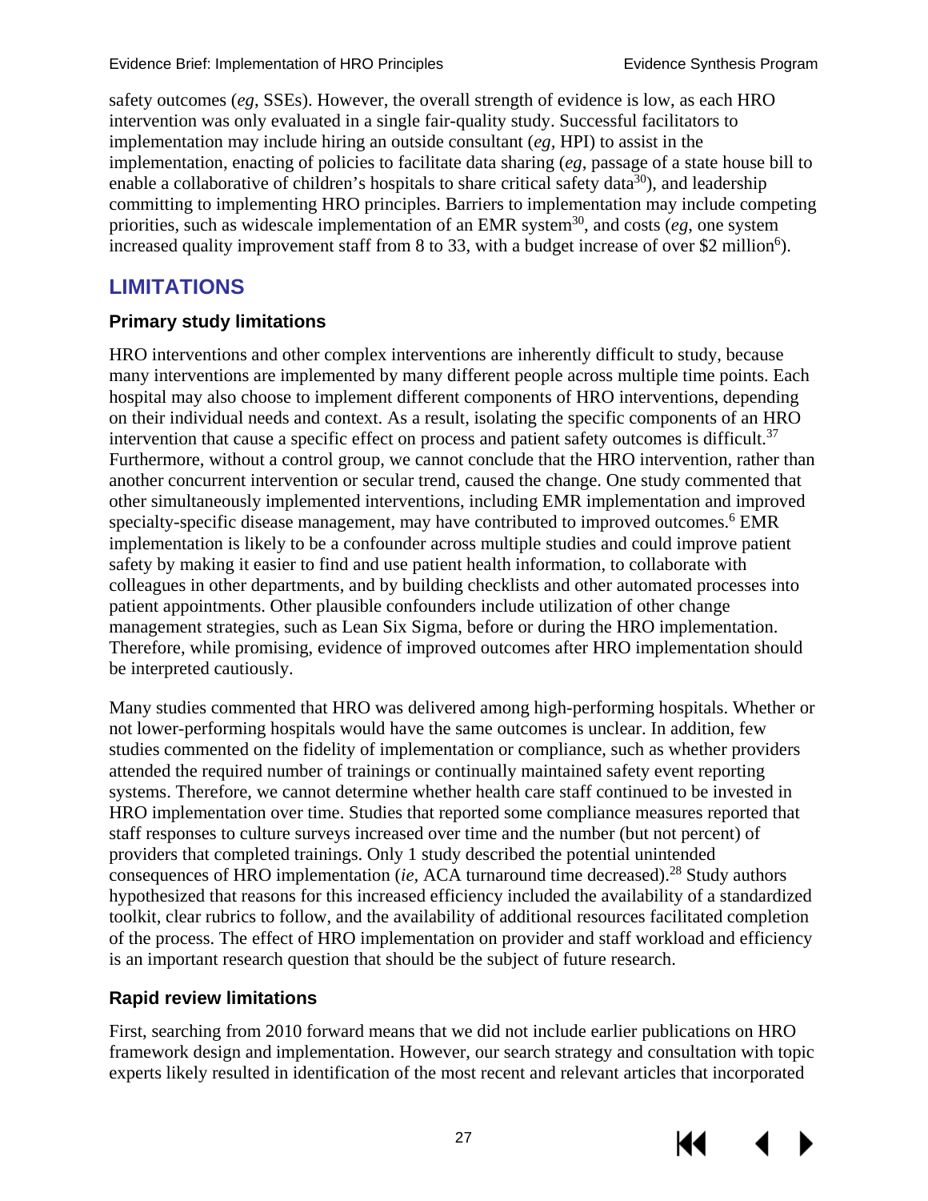safety outcomes (*eg*, SSEs). However, the overall strength of evidence is low, as each HRO intervention was only evaluated in a single fair-quality study. Successful facilitators to implementation may include hiring an outside consultant (*eg*, HPI) to assist in the implementation, enacting of policies to facilitate data sharing (*eg*, passage of a state house bill to enable a collaborative of children's hospitals to share critical safety data[30]), and leadership committing to implementing HRO principles. Barriers to implementation may include competing priorities, such as widescale implementation of an EMR system[30], and costs (*eg*, one system increased quality improvement staff from 8 to 33, with a budget increase of over $2 million[6]).

## LIMITATIONS

### Primary study limitations

HRO interventions and other complex interventions are inherently difficult to study, because many interventions are implemented by many different people across multiple time points. Each hospital may also choose to implement different components of HRO interventions, depending on their individual needs and context. As a result, isolating the specific components of an HRO intervention that cause a specific effect on process and patient safety outcomes is difficult.[37] Furthermore, without a control group, we cannot conclude that the HRO intervention, rather than another concurrent intervention or secular trend, caused the change. One study commented that other simultaneously implemented interventions, including EMR implementation and improved specialty-specific disease management, may have contributed to improved outcomes.[6] EMR implementation is likely to be a confounder across multiple studies and could improve patient safety by making it easier to find and use patient health information, to collaborate with colleagues in other departments, and by building checklists and other automated processes into patient appointments. Other plausible confounders include utilization of other change management strategies, such as Lean Six Sigma, before or during the HRO implementation. Therefore, while promising, evidence of improved outcomes after HRO implementation should be interpreted cautiously.

Many studies commented that HRO was delivered among high-performing hospitals. Whether or not lower-performing hospitals would have the same outcomes is unclear. In addition, few studies commented on the fidelity of implementation or compliance, such as whether providers attended the required number of trainings or continually maintained safety event reporting systems. Therefore, we cannot determine whether health care staff continued to be invested in HRO implementation over time. Studies that reported some compliance measures reported that staff responses to culture surveys increased over time and the number (but not percent) of providers that completed trainings. Only 1 study described the potential unintended consequences of HRO implementation (*ie*, ACA turnaround time decreased).[28] Study authors hypothesized that reasons for this increased efficiency included the availability of a standardized toolkit, clear rubrics to follow, and the availability of additional resources facilitated completion of the process. The effect of HRO implementation on provider and staff workload and efficiency is an important research question that should be the subject of future research.

### Rapid review limitations

First, searching from 2010 forward means that we did not include earlier publications on HRO framework design and implementation. However, our search strategy and consultation with topic experts likely resulted in identification of the most recent and relevant articles that incorporated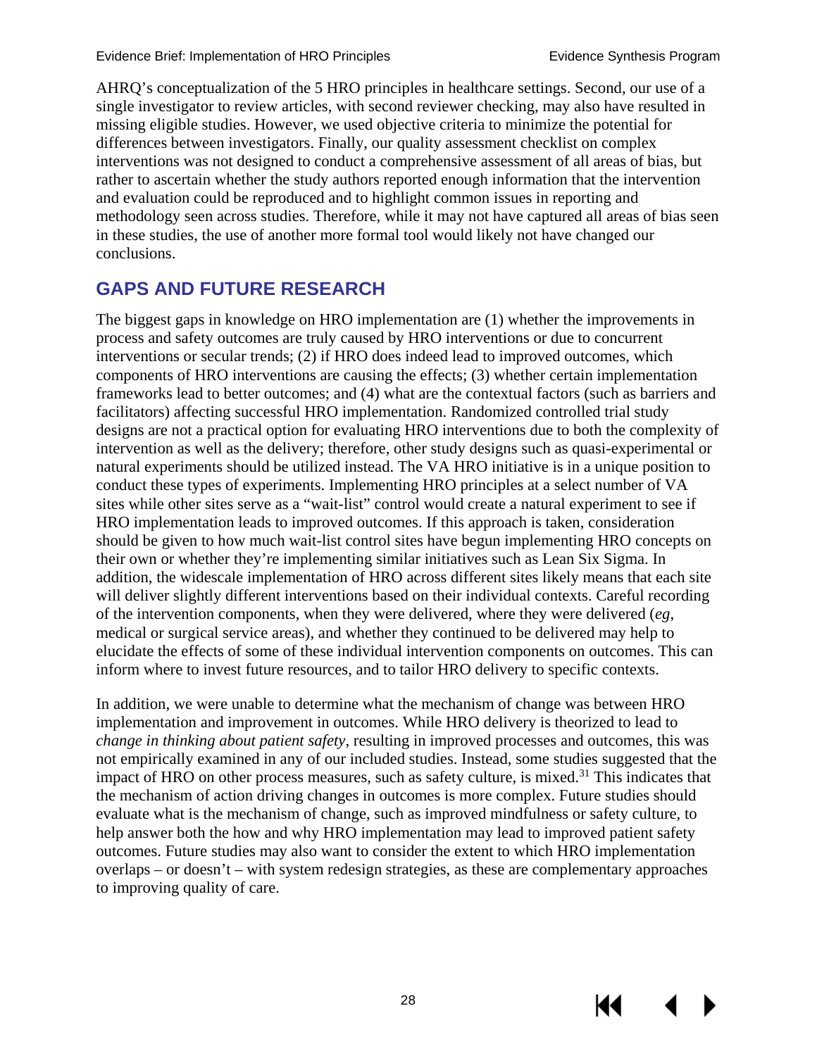AHRQ's conceptualization of the 5 HRO principles in healthcare settings. Second, our use of a single investigator to review articles, with second reviewer checking, may also have resulted in missing eligible studies. However, we used objective criteria to minimize the potential for differences between investigators. Finally, our quality assessment checklist on complex interventions was not designed to conduct a comprehensive assessment of all areas of bias, but rather to ascertain whether the study authors reported enough information that the intervention and evaluation could be reproduced and to highlight common issues in reporting and methodology seen across studies. Therefore, while it may not have captured all areas of bias seen in these studies, the use of another more formal tool would likely not have changed our conclusions.

## GAPS AND FUTURE RESEARCH

The biggest gaps in knowledge on HRO implementation are (1) whether the improvements in process and safety outcomes are truly caused by HRO interventions or due to concurrent interventions or secular trends; (2) if HRO does indeed lead to improved outcomes, which components of HRO interventions are causing the effects; (3) whether certain implementation frameworks lead to better outcomes; and (4) what are the contextual factors (such as barriers and facilitators) affecting successful HRO implementation. Randomized controlled trial study designs are not a practical option for evaluating HRO interventions due to both the complexity of intervention as well as the delivery; therefore, other study designs such as quasi-experimental or natural experiments should be utilized instead. The VA HRO initiative is in a unique position to conduct these types of experiments. Implementing HRO principles at a select number of VA sites while other sites serve as a "wait-list" control would create a natural experiment to see if HRO implementation leads to improved outcomes. If this approach is taken, consideration should be given to how much wait-list control sites have begun implementing HRO concepts on their own or whether they're implementing similar initiatives such as Lean Six Sigma. In addition, the widescale implementation of HRO across different sites likely means that each site will deliver slightly different interventions based on their individual contexts. Careful recording of the intervention components, when they were delivered, where they were delivered (*eg*, medical or surgical service areas), and whether they continued to be delivered may help to elucidate the effects of some of these individual intervention components on outcomes. This can inform where to invest future resources, and to tailor HRO delivery to specific contexts.

In addition, we were unable to determine what the mechanism of change was between HRO implementation and improvement in outcomes. While HRO delivery is theorized to lead to *change in thinking about patient safety*, resulting in improved processes and outcomes, this was not empirically examined in any of our included studies. Instead, some studies suggested that the impact of HRO on other process measures, such as safety culture, is mixed.[31] This indicates that the mechanism of action driving changes in outcomes is more complex. Future studies should evaluate what is the mechanism of change, such as improved mindfulness or safety culture, to help answer both the how and why HRO implementation may lead to improved patient safety outcomes. Future studies may also want to consider the extent to which HRO implementation overlaps – or doesn't – with system redesign strategies, as these are complementary approaches to improving quality of care.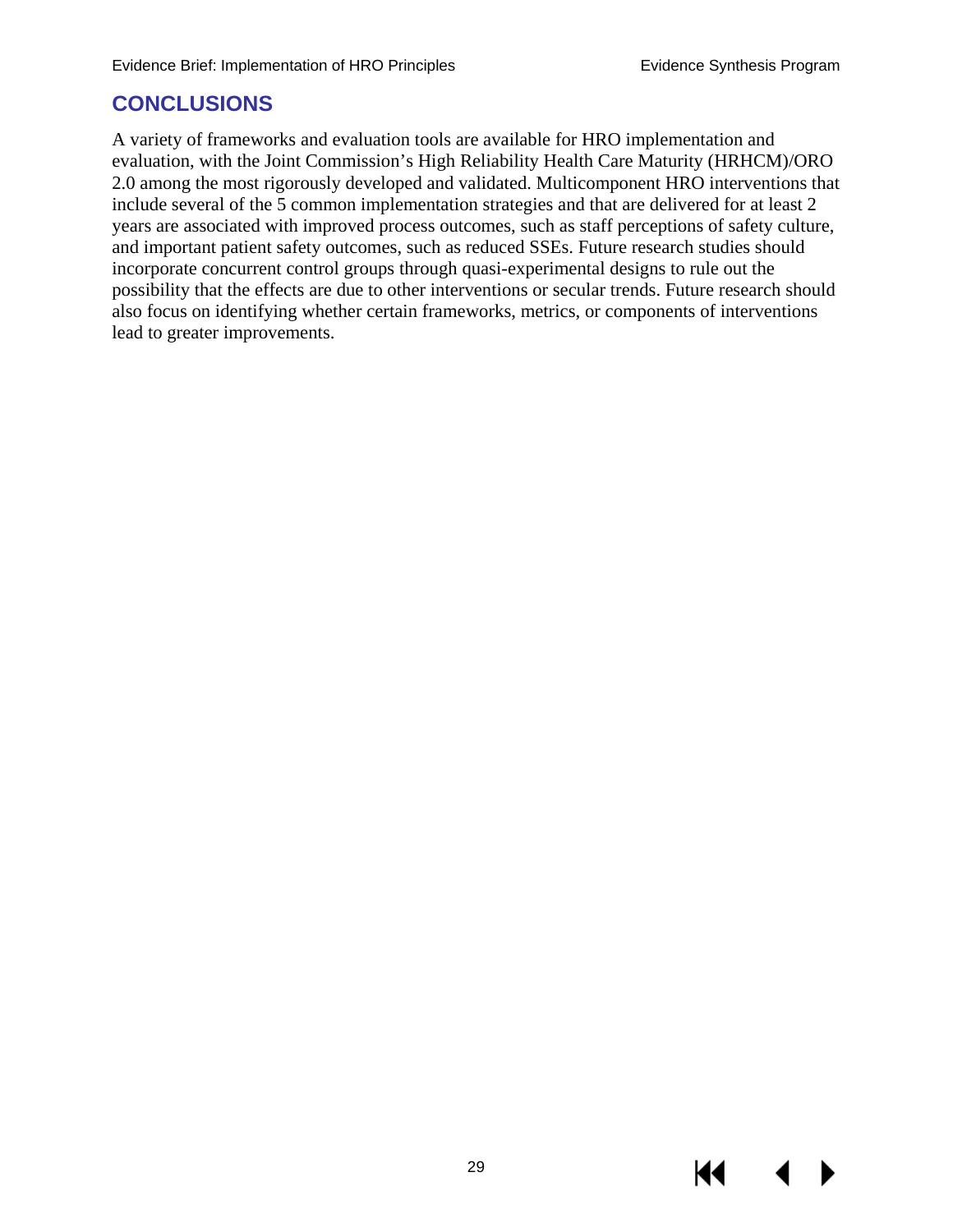## CONCLUSIONS

A variety of frameworks and evaluation tools are available for HRO implementation and evaluation, with the Joint Commission's High Reliability Health Care Maturity (HRHCM)/ORO 2.0 among the most rigorously developed and validated. Multicomponent HRO interventions that include several of the 5 common implementation strategies and that are delivered for at least 2 years are associated with improved process outcomes, such as staff perceptions of safety culture, and important patient safety outcomes, such as reduced SSEs. Future research studies should incorporate concurrent control groups through quasi-experimental designs to rule out the possibility that the effects are due to other interventions or secular trends. Future research should also focus on identifying whether certain frameworks, metrics, or components of interventions lead to greater improvements.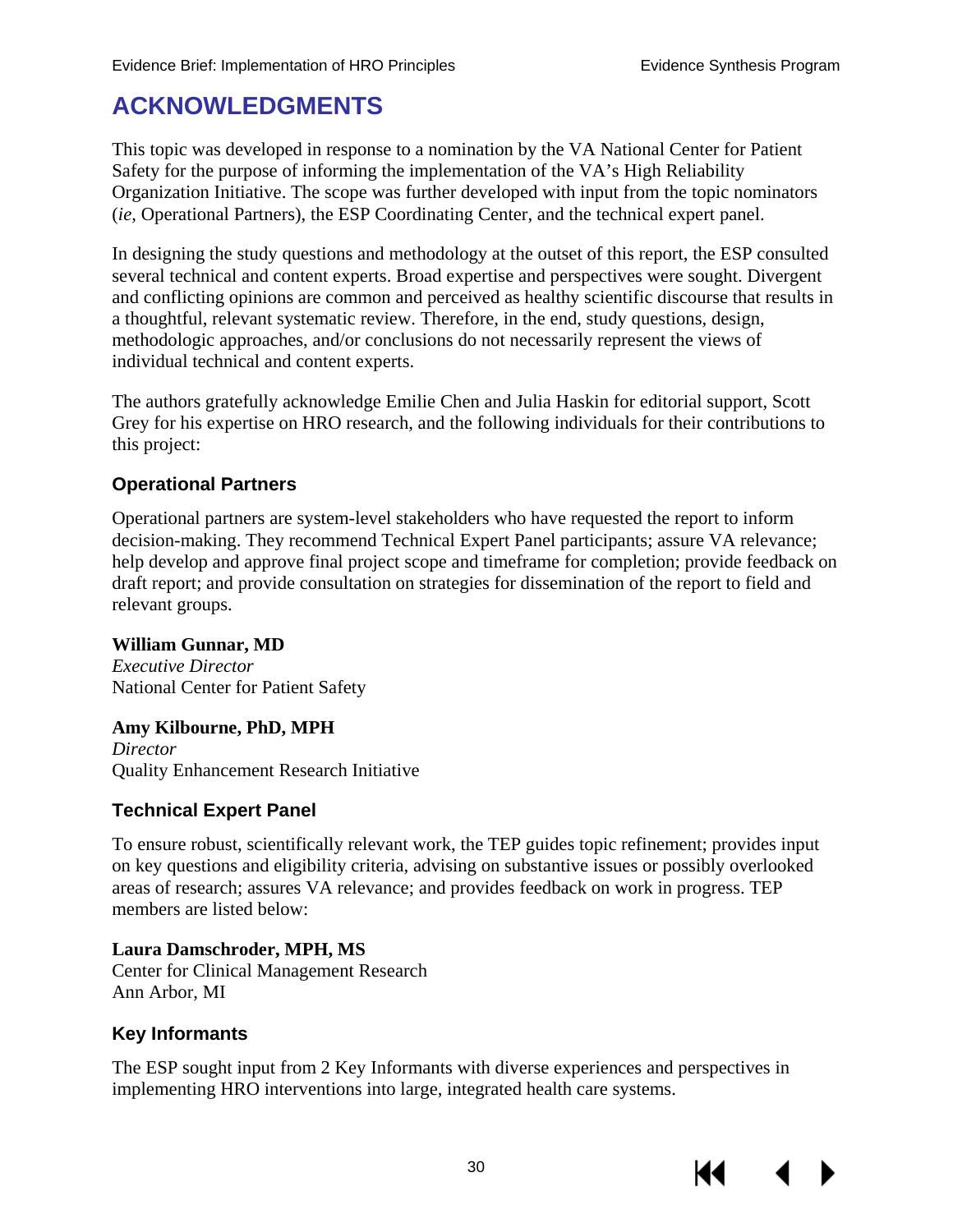# ACKNOWLEDGMENTS

This topic was developed in response to a nomination by the VA National Center for Patient Safety for the purpose of informing the implementation of the VA's High Reliability Organization Initiative. The scope was further developed with input from the topic nominators (*ie*, Operational Partners), the ESP Coordinating Center, and the technical expert panel.

In designing the study questions and methodology at the outset of this report, the ESP consulted several technical and content experts. Broad expertise and perspectives were sought. Divergent and conflicting opinions are common and perceived as healthy scientific discourse that results in a thoughtful, relevant systematic review. Therefore, in the end, study questions, design, methodologic approaches, and/or conclusions do not necessarily represent the views of individual technical and content experts.

The authors gratefully acknowledge Emilie Chen and Julia Haskin for editorial support, Scott Grey for his expertise on HRO research, and the following individuals for their contributions to this project:

## Operational Partners

Operational partners are system-level stakeholders who have requested the report to inform decision-making. They recommend Technical Expert Panel participants; assure VA relevance; help develop and approve final project scope and timeframe for completion; provide feedback on draft report; and provide consultation on strategies for dissemination of the report to field and relevant groups.

**William Gunnar, MD**
*Executive Director*
National Center for Patient Safety

**Amy Kilbourne, PhD, MPH**
*Director*
Quality Enhancement Research Initiative

## Technical Expert Panel

To ensure robust, scientifically relevant work, the TEP guides topic refinement; provides input on key questions and eligibility criteria, advising on substantive issues or possibly overlooked areas of research; assures VA relevance; and provides feedback on work in progress. TEP members are listed below:

**Laura Damschroder, MPH, MS**
Center for Clinical Management Research
Ann Arbor, MI

## Key Informants

The ESP sought input from 2 Key Informants with diverse experiences and perspectives in implementing HRO interventions into large, integrated health care systems.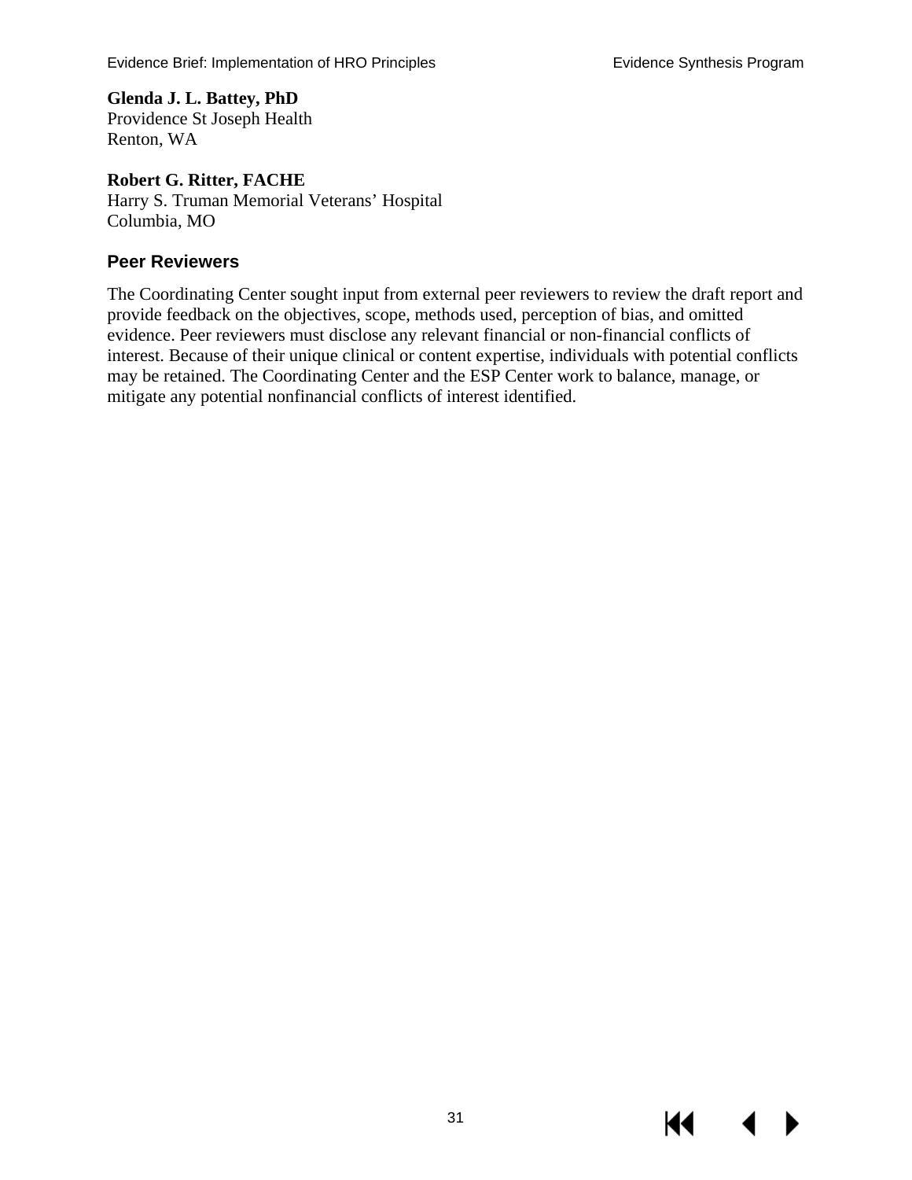**Glenda J. L. Battey, PhD**
Providence St Joseph Health
Renton, WA

**Robert G. Ritter, FACHE**
Harry S. Truman Memorial Veterans' Hospital
Columbia, MO

## Peer Reviewers

The Coordinating Center sought input from external peer reviewers to review the draft report and provide feedback on the objectives, scope, methods used, perception of bias, and omitted evidence. Peer reviewers must disclose any relevant financial or non-financial conflicts of interest. Because of their unique clinical or content expertise, individuals with potential conflicts may be retained. The Coordinating Center and the ESP Center work to balance, manage, or mitigate any potential nonfinancial conflicts of interest identified.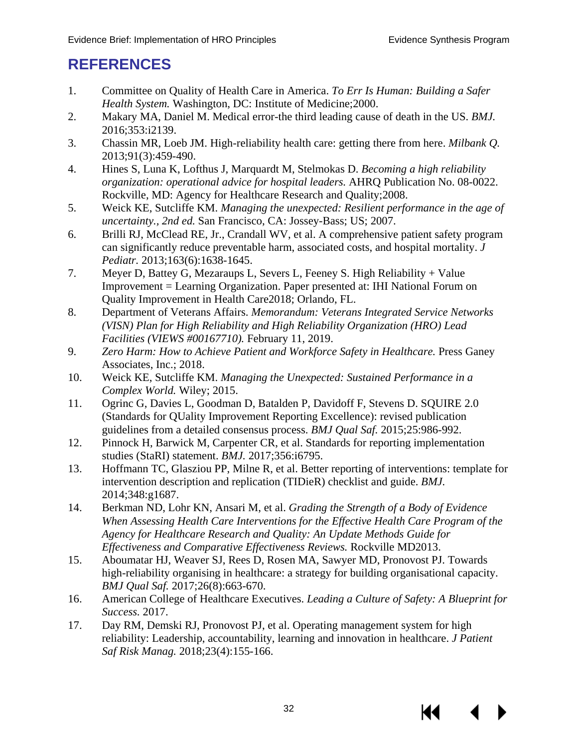# REFERENCES

1. Committee on Quality of Health Care in America. *To Err Is Human: Building a Safer Health System.* Washington, DC: Institute of Medicine;2000.
2. Makary MA, Daniel M. Medical error-the third leading cause of death in the US. *BMJ.* 2016;353:i2139.
3. Chassin MR, Loeb JM. High-reliability health care: getting there from here. *Milbank Q.* 2013;91(3):459-490.
4. Hines S, Luna K, Lofthus J, Marquardt M, Stelmokas D. *Becoming a high reliability organization: operational advice for hospital leaders.* AHRQ Publication No. 08-0022. Rockville, MD: Agency for Healthcare Research and Quality;2008.
5. Weick KE, Sutcliffe KM. *Managing the unexpected: Resilient performance in the age of uncertainty., 2nd ed.* San Francisco, CA: Jossey-Bass; US; 2007.
6. Brilli RJ, McClead RE, Jr., Crandall WV, et al. A comprehensive patient safety program can significantly reduce preventable harm, associated costs, and hospital mortality. *J Pediatr.* 2013;163(6):1638-1645.
7. Meyer D, Battey G, Mezaraups L, Severs L, Feeney S. High Reliability + Value Improvement = Learning Organization. Paper presented at: IHI National Forum on Quality Improvement in Health Care2018; Orlando, FL.
8. Department of Veterans Affairs. *Memorandum: Veterans Integrated Service Networks (VISN) Plan for High Reliability and High Reliability Organization (HRO) Lead Facilities (VIEWS #00167710).* February 11, 2019.
9. *Zero Harm: How to Achieve Patient and Workforce Safety in Healthcare.* Press Ganey Associates, Inc.; 2018.
10. Weick KE, Sutcliffe KM. *Managing the Unexpected: Sustained Performance in a Complex World.* Wiley; 2015.
11. Ogrinc G, Davies L, Goodman D, Batalden P, Davidoff F, Stevens D. SQUIRE 2.0 (Standards for QUality Improvement Reporting Excellence): revised publication guidelines from a detailed consensus process. *BMJ Qual Saf.* 2015;25:986-992.
12. Pinnock H, Barwick M, Carpenter CR, et al. Standards for reporting implementation studies (StaRI) statement. *BMJ.* 2017;356:i6795.
13. Hoffmann TC, Glasziou PP, Milne R, et al. Better reporting of interventions: template for intervention description and replication (TIDieR) checklist and guide. *BMJ.* 2014;348:g1687.
14. Berkman ND, Lohr KN, Ansari M, et al. *Grading the Strength of a Body of Evidence When Assessing Health Care Interventions for the Effective Health Care Program of the Agency for Healthcare Research and Quality: An Update Methods Guide for Effectiveness and Comparative Effectiveness Reviews.* Rockville MD2013.
15. Aboumatar HJ, Weaver SJ, Rees D, Rosen MA, Sawyer MD, Pronovost PJ. Towards high-reliability organising in healthcare: a strategy for building organisational capacity. *BMJ Qual Saf.* 2017;26(8):663-670.
16. American College of Healthcare Executives. *Leading a Culture of Safety: A Blueprint for Success.* 2017.
17. Day RM, Demski RJ, Pronovost PJ, et al. Operating management system for high reliability: Leadership, accountability, learning and innovation in healthcare. *J Patient Saf Risk Manag.* 2018;23(4):155-166.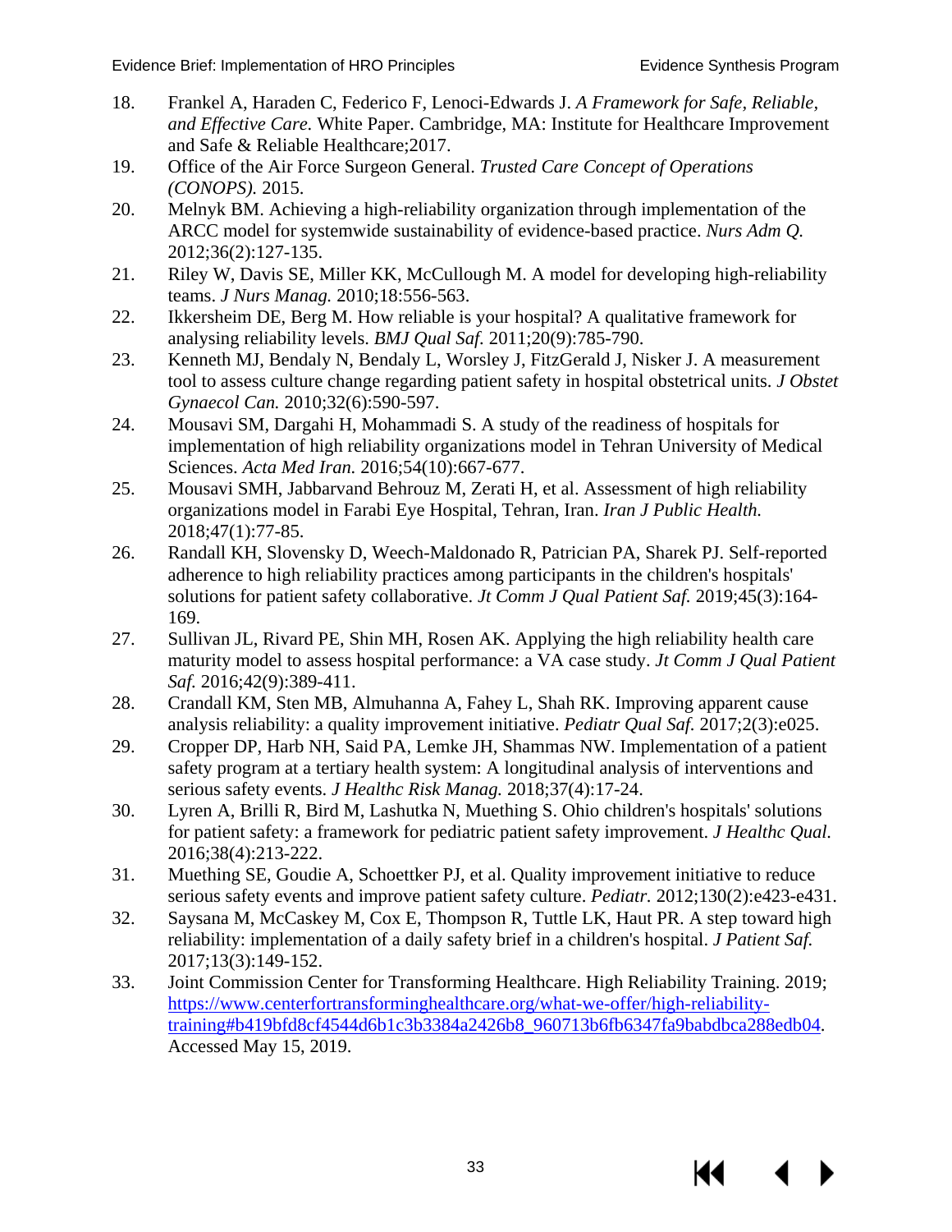18. Frankel A, Haraden C, Federico F, Lenoci-Edwards J. *A Framework for Safe, Reliable, and Effective Care.* White Paper. Cambridge, MA: Institute for Healthcare Improvement and Safe & Reliable Healthcare;2017.
19. Office of the Air Force Surgeon General. *Trusted Care Concept of Operations (CONOPS).* 2015.
20. Melnyk BM. Achieving a high-reliability organization through implementation of the ARCC model for systemwide sustainability of evidence-based practice. *Nurs Adm Q.* 2012;36(2):127-135.
21. Riley W, Davis SE, Miller KK, McCullough M. A model for developing high-reliability teams. *J Nurs Manag.* 2010;18:556-563.
22. Ikkersheim DE, Berg M. How reliable is your hospital? A qualitative framework for analysing reliability levels. *BMJ Qual Saf.* 2011;20(9):785-790.
23. Kenneth MJ, Bendaly N, Bendaly L, Worsley J, FitzGerald J, Nisker J. A measurement tool to assess culture change regarding patient safety in hospital obstetrical units. *J Obstet Gynaecol Can.* 2010;32(6):590-597.
24. Mousavi SM, Dargahi H, Mohammadi S. A study of the readiness of hospitals for implementation of high reliability organizations model in Tehran University of Medical Sciences. *Acta Med Iran.* 2016;54(10):667-677.
25. Mousavi SMH, Jabbarvand Behrouz M, Zerati H, et al. Assessment of high reliability organizations model in Farabi Eye Hospital, Tehran, Iran. *Iran J Public Health.* 2018;47(1):77-85.
26. Randall KH, Slovensky D, Weech-Maldonado R, Patrician PA, Sharek PJ. Self-reported adherence to high reliability practices among participants in the children's hospitals' solutions for patient safety collaborative. *Jt Comm J Qual Patient Saf.* 2019;45(3):164-169.
27. Sullivan JL, Rivard PE, Shin MH, Rosen AK. Applying the high reliability health care maturity model to assess hospital performance: a VA case study. *Jt Comm J Qual Patient Saf.* 2016;42(9):389-411.
28. Crandall KM, Sten MB, Almuhanna A, Fahey L, Shah RK. Improving apparent cause analysis reliability: a quality improvement initiative. *Pediatr Qual Saf.* 2017;2(3):e025.
29. Cropper DP, Harb NH, Said PA, Lemke JH, Shammas NW. Implementation of a patient safety program at a tertiary health system: A longitudinal analysis of interventions and serious safety events. *J Healthc Risk Manag.* 2018;37(4):17-24.
30. Lyren A, Brilli R, Bird M, Lashutka N, Muething S. Ohio children's hospitals' solutions for patient safety: a framework for pediatric patient safety improvement. *J Healthc Qual.* 2016;38(4):213-222.
31. Muething SE, Goudie A, Schoettker PJ, et al. Quality improvement initiative to reduce serious safety events and improve patient safety culture. *Pediatr.* 2012;130(2):e423-e431.
32. Saysana M, McCaskey M, Cox E, Thompson R, Tuttle LK, Haut PR. A step toward high reliability: implementation of a daily safety brief in a children's hospital. *J Patient Saf.* 2017;13(3):149-152.
33. Joint Commission Center for Transforming Healthcare. High Reliability Training. 2019; https://www.centerfortransforminghealthcare.org/what-we-offer/high-reliability-training#b419bfd8cf4544d6b1c3b3384a2426b8_960713b6fb6347fa9babdbca288edb04. Accessed May 15, 2019.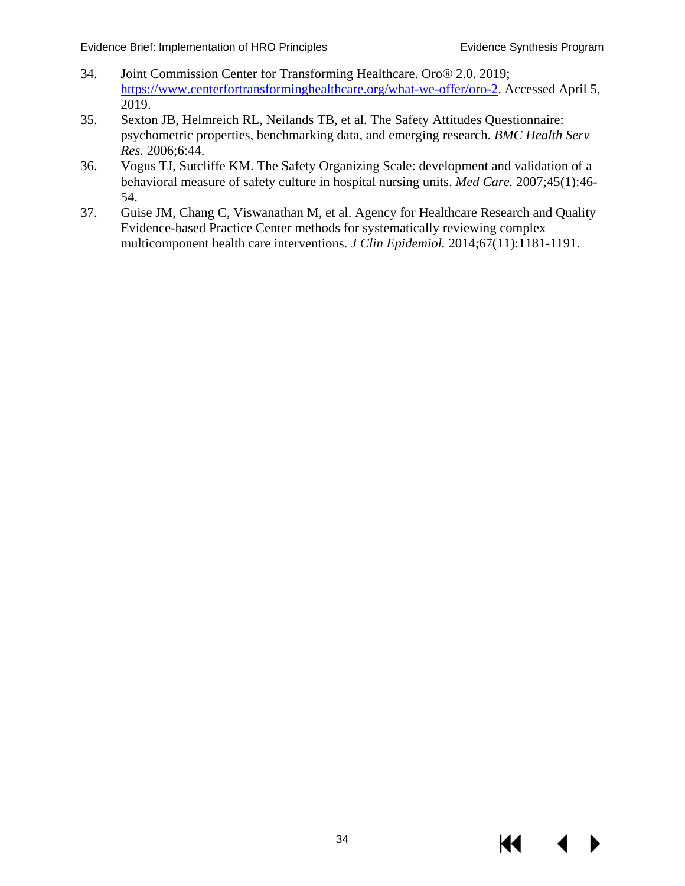34. Joint Commission Center for Transforming Healthcare. Oro® 2.0. 2019; https://www.centerfortransforminghealthcare.org/what-we-offer/oro-2. Accessed April 5, 2019.
35. Sexton JB, Helmreich RL, Neilands TB, et al. The Safety Attitudes Questionnaire: psychometric properties, benchmarking data, and emerging research. *BMC Health Serv Res.* 2006;6:44.
36. Vogus TJ, Sutcliffe KM. The Safety Organizing Scale: development and validation of a behavioral measure of safety culture in hospital nursing units. *Med Care.* 2007;45(1):46-54.
37. Guise JM, Chang C, Viswanathan M, et al. Agency for Healthcare Research and Quality Evidence-based Practice Center methods for systematically reviewing complex multicomponent health care interventions. *J Clin Epidemiol.* 2014;67(11):1181-1191.